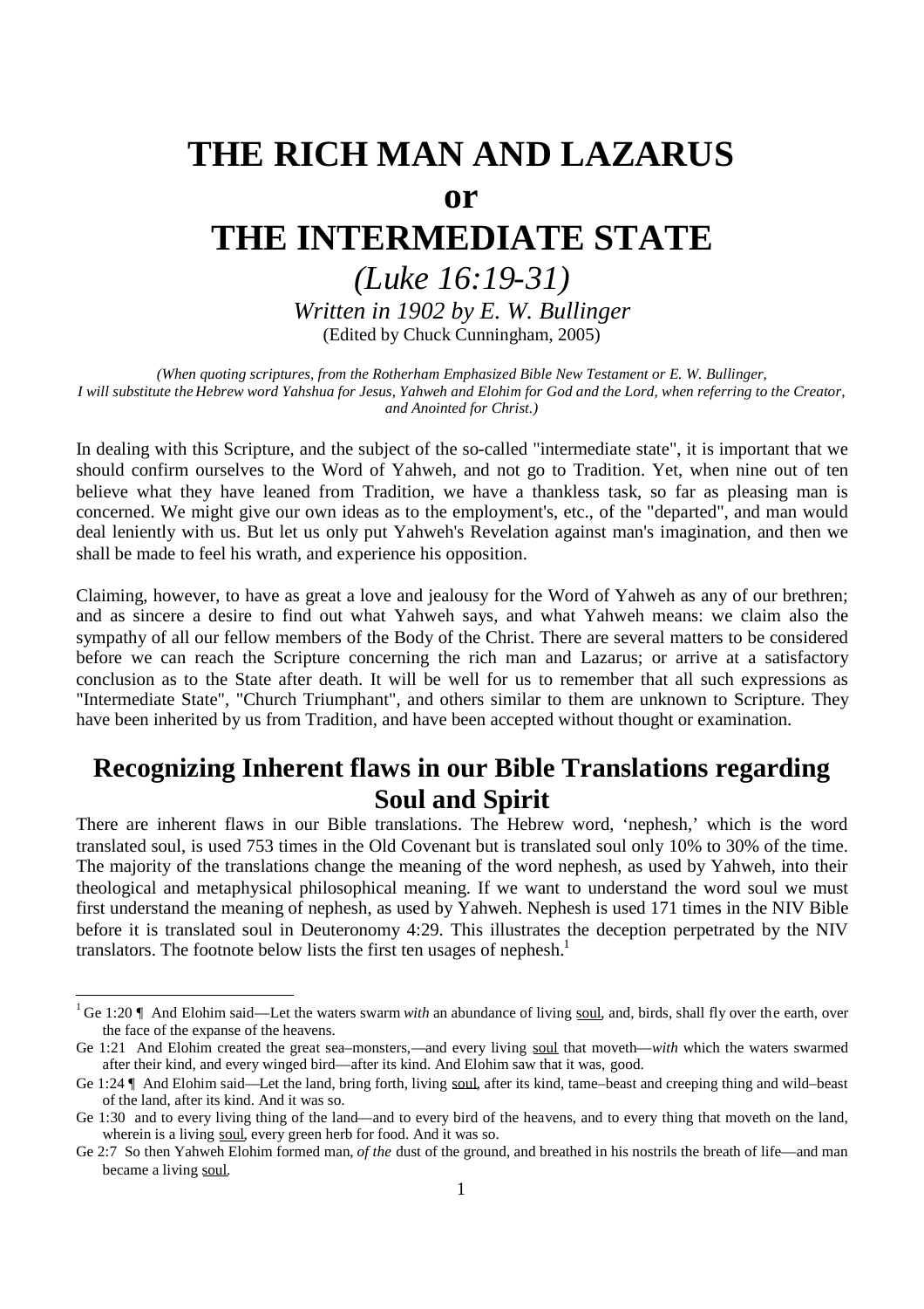# THE RICH MAN AND LAZARUS

# or

# THE INTERMEDIATE STATE

*(Luke 16:19-31)*

*Written in 1902 by E. W. Bullinger*

(Edited by Chuck Cunningham, 2005)

*(When quoting scriptures, from the Rotherham Emphasized Bible New Testament or E. W. Bullinger, I will substitute the Hebrew word Yahshua for Jesus, Yahweh and Elohim for God and the Lord, when referring to the Creator, and Anointed for Christ.)*

In dealing with this Scripture, and the subject of the so-called "intermediate state", it is important that we should confirm ourselves to the Word of Yahweh, and not go to Tradition. Yet, when nine out of ten believe what they have leaned from Tradition, we have a thankless task, so far as pleasing man is concerned. We might give our own ideas as to the employment's, etc., of the "departed", and man would deal leniently with us. But let us only put Yahweh's Revelation against man's imagination, and then we shall be made to feel his wrath, and experience his opposition.

Claiming, however, to have as great a love and jealousy for the Word of Yahweh as any of our brethren; and as sincere a desire to find out what Yahweh says, and what Yahweh means: we claim also the sympathy of all our fellow members of the Body of the Christ. There are several matters to be considered before we can reach the Scripture concerning the rich man and Lazarus; or arrive at a satisfactory conclusion as to the State after death. It will be well for us to remember that all such expressions as "Intermediate State", "Church Triumphant", and others similar to them are unknown to Scripture. They have been inherited by us from Tradition, and have been accepted without thought or examination.

## Recognizing Inherent flaws in our Bible Translations regarding Soul and Spirit

There are inherent flaws in our Bible translations. The Hebrew word, 'nephesh,' which is the word translated soul, is used 753 times in the Old Covenant but is translated soul only 10% to 30% of the time. The majority of the translations change the meaning of the word nephesh, as used by Yahweh, into their theological and metaphysical philosophical meaning. If we want to understand the word soul we must first understand the meaning of nephesh, as used by Yahweh. Nephesh is used 171 times in the NIV Bible before it is translated soul in Deuteronomy 4:29. This illustrates the deception perpetrated by the NIV translators. The footnote below lists the first ten usages of nephesh.[1]

---

[1] Ge 1:20 ¶ And Elohim said—Let the waters swarm *with* an abundance of living soul, and, birds, shall fly over the earth, over the face of the expanse of the heavens.

Ge 1:21 And Elohim created the great sea–monsters,—and every living soul that moveth—*with* which the waters swarmed after their kind, and every winged bird—after its kind. And Elohim saw that it was, good.

Ge 1:24 ¶ And Elohim said—Let the land, bring forth, living soul, after its kind, tame–beast and creeping thing and wild–beast of the land, after its kind. And it was so.

Ge 1:30 and to every living thing of the land—and to every bird of the heavens, and to every thing that moveth on the land, wherein is a living soul, every green herb for food. And it was so.

Ge 2:7 So then Yahweh Elohim formed man, *of the* dust of the ground, and breathed in his nostrils the breath of life—and man became a living soul.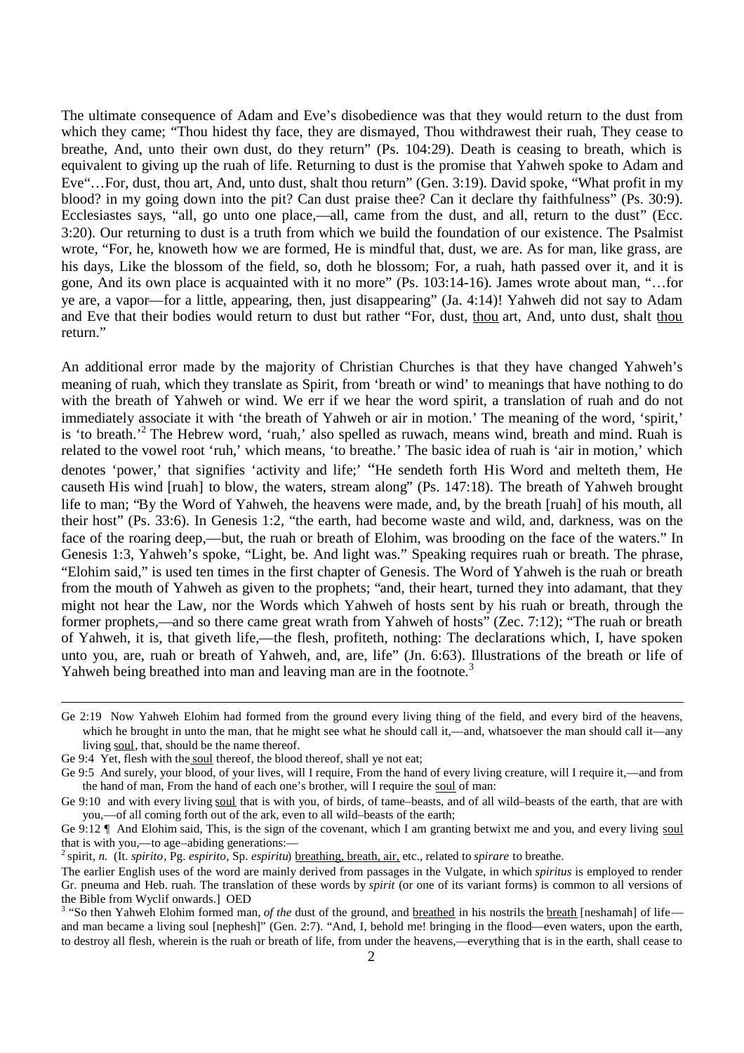The ultimate consequence of Adam and Eve's disobedience was that they would return to the dust from which they came; "Thou hidest thy face, they are dismayed, Thou withdrawest their ruah, They cease to breathe, And, unto their own dust, do they return" (Ps. 104:29). Death is ceasing to breath, which is equivalent to giving up the ruah of life. Returning to dust is the promise that Yahweh spoke to Adam and Eve"…For, dust, thou art, And, unto dust, shalt thou return" (Gen. 3:19). David spoke, "What profit in my blood? in my going down into the pit? Can dust praise thee? Can it declare thy faithfulness" (Ps. 30:9). Ecclesiastes says, "all, go unto one place,—all, came from the dust, and all, return to the dust" (Ecc. 3:20). Our returning to dust is a truth from which we build the foundation of our existence. The Psalmist wrote, "For, he, knoweth how we are formed, He is mindful that, dust, we are. As for man, like grass, are his days, Like the blossom of the field, so, doth he blossom; For, a ruah, hath passed over it, and it is gone, And its own place is acquainted with it no more" (Ps. 103:14-16). James wrote about man, "…for ye are, a vapor—for a little, appearing, then, just disappearing" (Ja. 4:14)! Yahweh did not say to Adam and Eve that their bodies would return to dust but rather "For, dust, <u>thou</u> art, And, unto dust, shalt <u>thou</u> return."

An additional error made by the majority of Christian Churches is that they have changed Yahweh's meaning of ruah, which they translate as Spirit, from 'breath or wind' to meanings that have nothing to do with the breath of Yahweh or wind. We err if we hear the word spirit, a translation of ruah and do not immediately associate it with 'the breath of Yahweh or air in motion.' The meaning of the word, 'spirit,' is 'to breath.'[2] The Hebrew word, 'ruah,' also spelled as ruwach, means wind, breath and mind. Ruah is related to the vowel root 'ruh,' which means, 'to breathe.' The basic idea of ruah is 'air in motion,' which denotes 'power,' that signifies 'activity and life;' "He sendeth forth His Word and melteth them, He causeth His wind [ruah] to blow, the waters, stream along" (Ps. 147:18). The breath of Yahweh brought life to man; "By the Word of Yahweh, the heavens were made, and, by the breath [ruah] of his mouth, all their host" (Ps. 33:6). In Genesis 1:2, "the earth, had become waste and wild, and, darkness, was on the face of the roaring deep,—but, the ruah or breath of Elohim, was brooding on the face of the waters." In Genesis 1:3, Yahweh's spoke, "Light, be. And light was." Speaking requires ruah or breath. The phrase, "Elohim said," is used ten times in the first chapter of Genesis. The Word of Yahweh is the ruah or breath from the mouth of Yahweh as given to the prophets; "and, their heart, turned they into adamant, that they might not hear the Law, nor the Words which Yahweh of hosts sent by his ruah or breath, through the former prophets,—and so there came great wrath from Yahweh of hosts" (Zec. 7:12); "The ruah or breath of Yahweh, it is, that giveth life,—the flesh, profiteth, nothing: The declarations which, I, have spoken unto you, are, ruah or breath of Yahweh, and, are, life" (Jn. 6:63). Illustrations of the breath or life of Yahweh being breathed into man and leaving man are in the footnote.[3]

---

Ge 2:19 Now Yahweh Elohim had formed from the ground every living thing of the field, and every bird of the heavens, which he brought in unto the man, that he might see what he should call it,—and, whatsoever the man should call it—any living <u>soul</u>, that, should be the name thereof.

Ge 9:4 Yet, flesh with the <u>soul</u> thereof, the blood thereof, shall ye not eat;

Ge 9:5 And surely, your blood, of your lives, will I require, From the hand of every living creature, will I require it,—and from the hand of man, From the hand of each one's brother, will I require the <u>soul</u> of man:

Ge 9:10 and with every living <u>soul</u> that is with you, of birds, of tame–beasts, and of all wild–beasts of the earth, that are with you,—of all coming forth out of the ark, even to all wild–beasts of the earth;

Ge 9:12 ¶ And Elohim said, This, is the sign of the covenant, which I am granting betwixt me and you, and every living <u>soul</u> that is with you,—to age–abiding generations:—

[2] spirit, *n.* (It. *spirito*, Pg. *espirito*, Sp. *espiritu*) <u>breathing, breath, air,</u> etc., related to *spirare* to breathe.

The earlier English uses of the word are mainly derived from passages in the Vulgate, in which *spiritus* is employed to render Gr. pneuma and Heb. ruah. The translation of these words by *spirit* (or one of its variant forms) is common to all versions of the Bible from Wyclif onwards.] OED

[3] "So then Yahweh Elohim formed man, *of the* dust of the ground, and <u>breathed</u> in his nostrils the <u>breath</u> [neshamah] of life—and man became a living soul [nephesh]" (Gen. 2:7). "And, I, behold me! bringing in the flood—even waters, upon the earth, to destroy all flesh, wherein is the ruah or breath of life, from under the heavens,—everything that is in the earth, shall cease to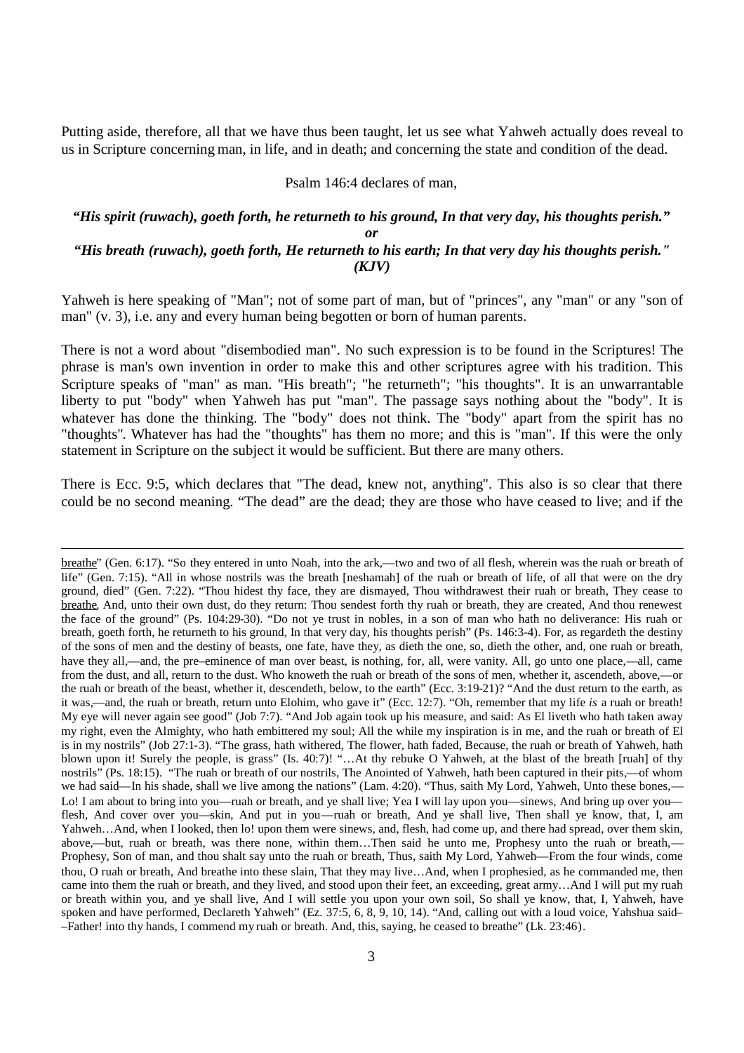Putting aside, therefore, all that we have thus been taught, let us see what Yahweh actually does reveal to us in Scripture concerning man, in life, and in death; and concerning the state and condition of the dead.

Psalm 146:4 declares of man,

***"His spirit (ruwach), goeth forth, he returneth to his ground, In that very day, his thoughts perish."***
***or***
***"His breath (ruwach), goeth forth, He returneth to his earth; In that very day his thoughts perish." (KJV)***

Yahweh is here speaking of "Man"; not of some part of man, but of "princes", any "man" or any "son of man" (v. 3), i.e. any and every human being begotten or born of human parents.

There is not a word about "disembodied man". No such expression is to be found in the Scriptures! The phrase is man's own invention in order to make this and other scriptures agree with his tradition. This Scripture speaks of "man" as man. "His breath"; "he returneth"; "his thoughts". It is an unwarrantable liberty to put "body" when Yahweh has put "man". The passage says nothing about the "body". It is whatever has done the thinking. The "body" does not think. The "body" apart from the spirit has no "thoughts". Whatever has had the "thoughts" has them no more; and this is "man". If this were the only statement in Scripture on the subject it would be sufficient. But there are many others.

There is Ecc. 9:5, which declares that "The dead, knew not, anything". This also is so clear that there could be no second meaning. "The dead" are the dead; they are those who have ceased to live; and if the

---

breathe" (Gen. 6:17). "So they entered in unto Noah, into the ark,—two and two of all flesh, wherein was the ruah or breath of life" (Gen. 7:15). "All in whose nostrils was the breath [neshamah] of the ruah or breath of life, of all that were on the dry ground, died" (Gen. 7:22). "Thou hidest thy face, they are dismayed, Thou withdrawest their ruah or breath, They cease to breathe, And, unto their own dust, do they return: Thou sendest forth thy ruah or breath, they are created, And thou renewest the face of the ground" (Ps. 104:29-30). "Do not ye trust in nobles, in a son of man who hath no deliverance: His ruah or breath, goeth forth, he returneth to his ground, In that very day, his thoughts perish" (Ps. 146:3-4). For, as regardeth the destiny of the sons of men and the destiny of beasts, one fate, have they, as dieth the one, so, dieth the other, and, one ruah or breath, have they all,—and, the pre–eminence of man over beast, is nothing, for, all, were vanity. All, go unto one place,—all, came from the dust, and all, return to the dust. Who knoweth the ruah or breath of the sons of men, whether it, ascendeth, above,—or the ruah or breath of the beast, whether it, descendeth, below, to the earth" (Ecc. 3:19-21)? "And the dust return to the earth, as it was,—and, the ruah or breath, return unto Elohim, who gave it" (Ecc. 12:7). "Oh, remember that my life *is* a ruah or breath! My eye will never again see good" (Job 7:7). "And Job again took up his measure, and said: As El liveth who hath taken away my right, even the Almighty, who hath embittered my soul; All the while my inspiration is in me, and the ruah or breath of El is in my nostrils" (Job 27:1-3). "The grass, hath withered, The flower, hath faded, Because, the ruah or breath of Yahweh, hath blown upon it! Surely the people, is grass" (Is. 40:7)! "…At thy rebuke O Yahweh, at the blast of the breath [ruah] of thy nostrils" (Ps. 18:15). "The ruah or breath of our nostrils, The Anointed of Yahweh, hath been captured in their pits,—of whom we had said—In his shade, shall we live among the nations" (Lam. 4:20). "Thus, saith My Lord, Yahweh, Unto these bones,—Lo! I am about to bring into you—ruah or breath, and ye shall live; Yea I will lay upon you—sinews, And bring up over you—flesh, And cover over you—skin, And put in you—ruah or breath, And ye shall live, Then shall ye know, that, I, am Yahweh…And, when I looked, then lo! upon them were sinews, and, flesh, had come up, and there had spread, over them skin, above,—but, ruah or breath, was there none, within them…Then said he unto me, Prophesy unto the ruah or breath,—Prophesy, Son of man, and thou shalt say unto the ruah or breath, Thus, saith My Lord, Yahweh—From the four winds, come thou, O ruah or breath, And breathe into these slain, That they may live…And, when I prophesied, as he commanded me, then came into them the ruah or breath, and they lived, and stood upon their feet, an exceeding, great army…And I will put my ruah or breath within you, and ye shall live, And I will settle you upon your own soil, So shall ye know, that, I, Yahweh, have spoken and have performed, Declareth Yahweh" (Ez. 37:5, 6, 8, 9, 10, 14). "And, calling out with a loud voice, Yahshua said––Father! into thy hands, I commend my ruah or breath. And, this, saying, he ceased to breathe" (Lk. 23:46).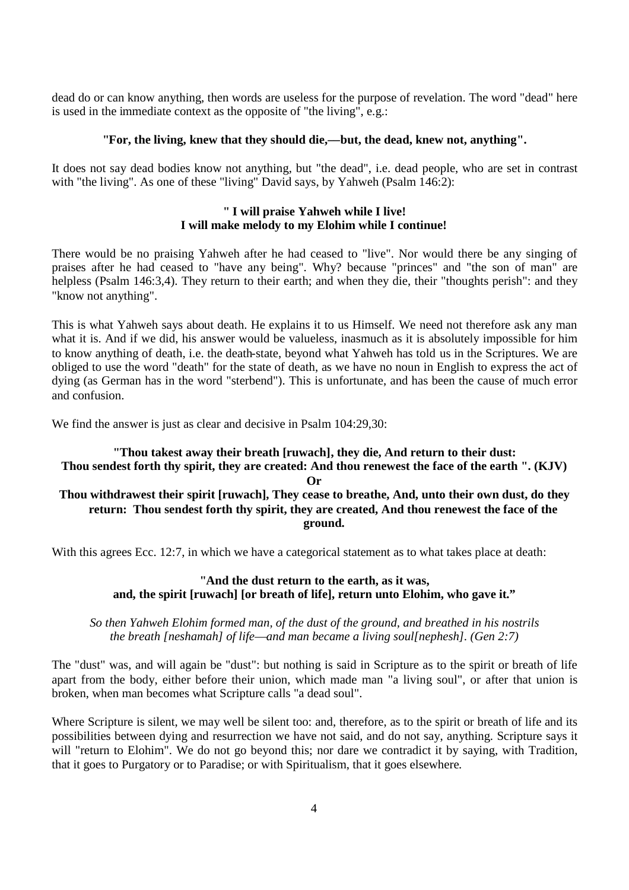dead do or can know anything, then words are useless for the purpose of revelation. The word "dead" here is used in the immediate context as the opposite of "the living", e.g.:

**"For, the living, knew that they should die,—but, the dead, knew not, anything".**

It does not say dead bodies know not anything, but "the dead", i.e. dead people, who are set in contrast with "the living". As one of these "living" David says, by Yahweh (Psalm 146:2):

**" I will praise Yahweh while I live!**
**I will make melody to my Elohim while I continue!**

There would be no praising Yahweh after he had ceased to "live". Nor would there be any singing of praises after he had ceased to "have any being". Why? because "princes" and "the son of man" are helpless (Psalm 146:3,4). They return to their earth; and when they die, their "thoughts perish": and they "know not anything".

This is what Yahweh says about death. He explains it to us Himself. We need not therefore ask any man what it is. And if we did, his answer would be valueless, inasmuch as it is absolutely impossible for him to know anything of death, i.e. the death-state, beyond what Yahweh has told us in the Scriptures. We are obliged to use the word "death" for the state of death, as we have no noun in English to express the act of dying (as German has in the word "sterbend"). This is unfortunate, and has been the cause of much error and confusion.

We find the answer is just as clear and decisive in Psalm 104:29,30:

**"Thou takest away their breath [ruwach], they die, And return to their dust:**
**Thou sendest forth thy spirit, they are created: And thou renewest the face of the earth ". (KJV)**
**Or**
**Thou withdrawest their spirit [ruwach], They cease to breathe, And, unto their own dust, do they return: Thou sendest forth thy spirit, they are created, And thou renewest the face of the ground.**

With this agrees Ecc. 12:7, in which we have a categorical statement as to what takes place at death:

**"And the dust return to the earth, as it was,**
**and, the spirit [ruwach] [or breath of life], return unto Elohim, who gave it."**

*So then Yahweh Elohim formed man, of the dust of the ground, and breathed in his nostrils the breath [neshamah] of life—and man became a living soul[nephesh]. (Gen 2:7)*

The "dust" was, and will again be "dust": but nothing is said in Scripture as to the spirit or breath of life apart from the body, either before their union, which made man "a living soul", or after that union is broken, when man becomes what Scripture calls "a dead soul".

Where Scripture is silent, we may well be silent too: and, therefore, as to the spirit or breath of life and its possibilities between dying and resurrection we have not said, and do not say, anything. Scripture says it will "return to Elohim". We do not go beyond this; nor dare we contradict it by saying, with Tradition, that it goes to Purgatory or to Paradise; or with Spiritualism, that it goes elsewhere.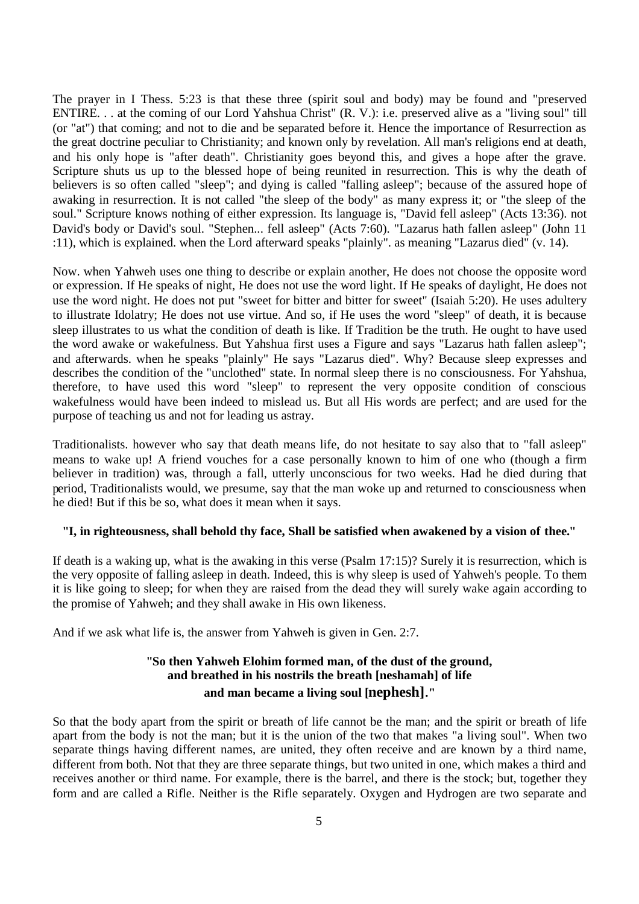The prayer in I Thess. 5:23 is that these three (spirit soul and body) may be found and "preserved ENTIRE. . . at the coming of our Lord Yahshua Christ" (R. V.): i.e. preserved alive as a "living soul" till (or "at") that coming; and not to die and be separated before it. Hence the importance of Resurrection as the great doctrine peculiar to Christianity; and known only by revelation. All man's religions end at death, and his only hope is "after death". Christianity goes beyond this, and gives a hope after the grave. Scripture shuts us up to the blessed hope of being reunited in resurrection. This is why the death of believers is so often called "sleep"; and dying is called "falling asleep"; because of the assured hope of awaking in resurrection. It is not called "the sleep of the body" as many express it; or "the sleep of the soul." Scripture knows nothing of either expression. Its language is, "David fell asleep" (Acts 13:36). not David's body or David's soul. "Stephen... fell asleep" (Acts 7:60). "Lazarus hath fallen asleep" (John 11 :11), which is explained. when the Lord afterward speaks "plainly". as meaning "Lazarus died" (v. 14).

Now. when Yahweh uses one thing to describe or explain another, He does not choose the opposite word or expression. If He speaks of night, He does not use the word light. If He speaks of daylight, He does not use the word night. He does not put "sweet for bitter and bitter for sweet" (Isaiah 5:20). He uses adultery to illustrate Idolatry; He does not use virtue. And so, if He uses the word "sleep" of death, it is because sleep illustrates to us what the condition of death is like. If Tradition be the truth. He ought to have used the word awake or wakefulness. But Yahshua first uses a Figure and says "Lazarus hath fallen asleep"; and afterwards. when he speaks "plainly" He says "Lazarus died". Why? Because sleep expresses and describes the condition of the "unclothed" state. In normal sleep there is no consciousness. For Yahshua, therefore, to have used this word "sleep" to represent the very opposite condition of conscious wakefulness would have been indeed to mislead us. But all His words are perfect; and are used for the purpose of teaching us and not for leading us astray.

Traditionalists. however who say that death means life, do not hesitate to say also that to "fall asleep" means to wake up! A friend vouches for a case personally known to him of one who (though a firm believer in tradition) was, through a fall, utterly unconscious for two weeks. Had he died during that period, Traditionalists would, we presume, say that the man woke up and returned to consciousness when he died! But if this be so, what does it mean when it says.

**"I, in righteousness, shall behold thy face, Shall be satisfied when awakened by a vision of thee."**

If death is a waking up, what is the awaking in this verse (Psalm 17:15)? Surely it is resurrection, which is the very opposite of falling asleep in death. Indeed, this is why sleep is used of Yahweh's people. To them it is like going to sleep; for when they are raised from the dead they will surely wake again according to the promise of Yahweh; and they shall awake in His own likeness.

And if we ask what life is, the answer from Yahweh is given in Gen. 2:7.

**"So then Yahweh Elohim formed man, of the dust of the ground,
and breathed in his nostrils the breath [neshamah] of life
and man became a living soul [nephesh]."**

So that the body apart from the spirit or breath of life cannot be the man; and the spirit or breath of life apart from the body is not the man; but it is the union of the two that makes "a living soul". When two separate things having different names, are united, they often receive and are known by a third name, different from both. Not that they are three separate things, but two united in one, which makes a third and receives another or third name. For example, there is the barrel, and there is the stock; but, together they form and are called a Rifle. Neither is the Rifle separately. Oxygen and Hydrogen are two separate and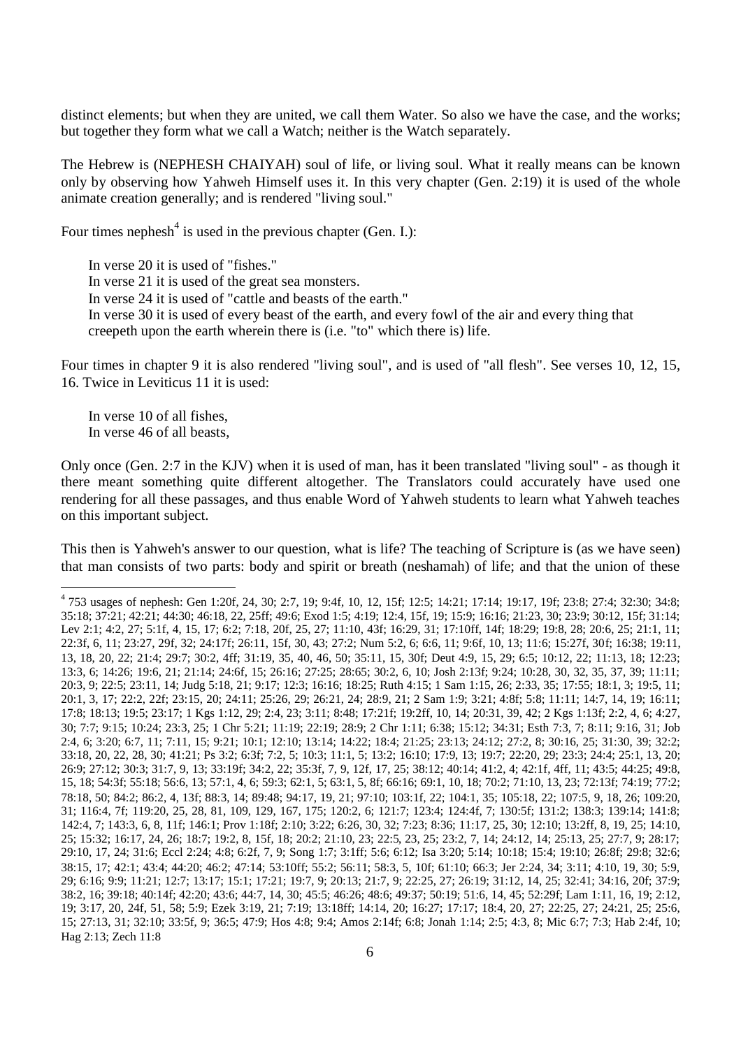distinct elements; but when they are united, we call them Water. So also we have the case, and the works; but together they form what we call a Watch; neither is the Watch separately.

The Hebrew is (NEPHESH CHAIYAH) soul of life, or living soul. What it really means can be known only by observing how Yahweh Himself uses it. In this very chapter (Gen. 2:19) it is used of the whole animate creation generally; and is rendered "living soul."

Four times nephesh[4] is used in the previous chapter (Gen. I.):

> In verse 20 it is used of "fishes."
> In verse 21 it is used of the great sea monsters.
> In verse 24 it is used of "cattle and beasts of the earth."
> In verse 30 it is used of every beast of the earth, and every fowl of the air and every thing that creepeth upon the earth wherein there is (i.e. "to" which there is) life.

Four times in chapter 9 it is also rendered "living soul", and is used of "all flesh". See verses 10, 12, 15, 16. Twice in Leviticus 11 it is used:

> In verse 10 of all fishes,
> In verse 46 of all beasts,

Only once (Gen. 2:7 in the KJV) when it is used of man, has it been translated "living soul" - as though it there meant something quite different altogether. The Translators could accurately have used one rendering for all these passages, and thus enable Word of Yahweh students to learn what Yahweh teaches on this important subject.

This then is Yahweh's answer to our question, what is life? The teaching of Scripture is (as we have seen) that man consists of two parts: body and spirit or breath (neshamah) of life; and that the union of these

---

[4] 753 usages of nephesh: Gen 1:20f, 24, 30; 2:7, 19; 9:4f, 10, 12, 15f; 12:5; 14:21; 17:14; 19:17, 19f; 23:8; 27:4; 32:30; 34:8; 35:18; 37:21; 42:21; 44:30; 46:18, 22, 25ff; 49:6; Exod 1:5; 4:19; 12:4, 15f, 19; 15:9; 16:16; 21:23, 30; 23:9; 30:12, 15f; 31:14; Lev 2:1; 4:2, 27; 5:1f, 4, 15, 17; 6:2; 7:18, 20f, 25, 27; 11:10, 43f; 16:29, 31; 17:10ff, 14f; 18:29; 19:8, 28; 20:6, 25; 21:1, 11; 22:3f, 6, 11; 23:27, 29f, 32; 24:17f; 26:11, 15f, 30, 43; 27:2; Num 5:2, 6; 6:6, 11; 9:6f, 10, 13; 11:6; 15:27f, 30f; 16:38; 19:11, 13, 18, 20, 22; 21:4; 29:7; 30:2, 4ff; 31:19, 35, 40, 46, 50; 35:11, 15, 30f; Deut 4:9, 15, 29; 6:5; 10:12, 22; 11:13, 18; 12:23; 13:3, 6; 14:26; 19:6, 21; 21:14; 24:6f, 15; 26:16; 27:25; 28:65; 30:2, 6, 10; Josh 2:13f; 9:24; 10:28, 30, 32, 35, 37, 39; 11:11; 20:3, 9; 22:5; 23:11, 14; Judg 5:18, 21; 9:17; 12:3; 16:16; 18:25; Ruth 4:15; 1 Sam 1:15, 26; 2:33, 35; 17:55; 18:1, 3; 19:5, 11; 20:1, 3, 17; 22:2, 22f; 23:15, 20; 24:11; 25:26, 29; 26:21, 24; 28:9, 21; 2 Sam 1:9; 3:21; 4:8f; 5:8; 11:11; 14:7, 14, 19; 16:11; 17:8; 18:13; 19:5; 23:17; 1 Kgs 1:12, 29; 2:4, 23; 3:11; 8:48; 17:21f; 19:2ff, 10, 14; 20:31, 39, 42; 2 Kgs 1:13f; 2:2, 4, 6; 4:27, 30; 7:7; 9:15; 10:24; 23:3, 25; 1 Chr 5:21; 11:19; 22:19; 28:9; 2 Chr 1:11; 6:38; 15:12; 34:31; Esth 7:3, 7; 8:11; 9:16, 31; Job 2:4, 6; 3:20; 6:7, 11; 7:11, 15; 9:21; 10:1; 12:10; 13:14; 14:22; 18:4; 21:25; 23:13; 24:12; 27:2, 8; 30:16, 25; 31:30, 39; 32:2; 33:18, 20, 22, 28, 30; 41:21; Ps 3:2; 6:3f; 7:2, 5; 10:3; 11:1, 5; 13:2; 16:10; 17:9, 13; 19:7; 22:20, 29; 23:3; 24:4; 25:1, 13, 20; 26:9; 27:12; 30:3; 31:7, 9, 13; 33:19f; 34:2, 22; 35:3f, 7, 9, 12f, 17, 25; 38:12; 40:14; 41:2, 4; 42:1f, 4ff, 11; 43:5; 44:25; 49:8, 15, 18; 54:3f; 55:18; 56:6, 13; 57:1, 4, 6; 59:3; 62:1, 5; 63:1, 5, 8f; 66:16; 69:1, 10, 18; 70:2; 71:10, 13, 23; 72:13f; 74:19; 77:2; 78:18, 50; 84:2; 86:2, 4, 13f; 88:3, 14; 89:48; 94:17, 19, 21; 97:10; 103:1f, 22; 104:1, 35; 105:18, 22; 107:5, 9, 18, 26; 109:20, 31; 116:4, 7f; 119:20, 25, 28, 81, 109, 129, 167, 175; 120:2, 6; 121:7; 123:4; 124:4f, 7; 130:5f; 131:2; 138:3; 139:14; 141:8; 142:4, 7; 143:3, 6, 8, 11f; 146:1; Prov 1:18f; 2:10; 3:22; 6:26, 30, 32; 7:23; 8:36; 11:17, 25, 30; 12:10; 13:2ff, 8, 19, 25; 14:10, 25; 15:32; 16:17, 24, 26; 18:7; 19:2, 8, 15f, 18; 20:2; 21:10, 23; 22:5, 23, 25; 23:2, 7, 14; 24:12, 14; 25:13, 25; 27:7, 9; 28:17; 29:10, 17, 24; 31:6; Eccl 2:24; 4:8; 6:2f, 7, 9; Song 1:7; 3:1ff; 5:6; 6:12; Isa 3:20; 5:14; 10:18; 15:4; 19:10; 26:8f; 29:8; 32:6; 38:15, 17; 42:1; 43:4; 44:20; 46:2; 47:14; 53:10ff; 55:2; 56:11; 58:3, 5, 10f; 61:10; 66:3; Jer 2:24, 34; 3:11; 4:10, 19, 30; 5:9, 29; 6:16; 9:9; 11:21; 12:7; 13:17; 15:1; 17:21; 19:7, 9; 20:13; 21:7, 9; 22:25, 27; 26:19; 31:12, 14, 25; 32:41; 34:16, 20f; 37:9; 38:2, 16; 39:18; 40:14f; 42:20; 43:6; 44:7, 14, 30; 45:5; 46:26; 48:6; 49:37; 50:19; 51:6, 14, 45; 52:29f; Lam 1:11, 16, 19; 2:12, 19; 3:17, 20, 24f, 51, 58; 5:9; Ezek 3:19, 21; 7:19; 13:18ff; 14:14, 20; 16:27; 17:17; 18:4, 20, 27; 22:25, 27; 24:21, 25; 25:6, 15; 27:13, 31; 32:10; 33:5f, 9; 36:5; 47:9; Hos 4:8; 9:4; Amos 2:14f; 6:8; Jonah 1:14; 2:5; 4:3, 8; Mic 6:7; 7:3; Hab 2:4f, 10; Hag 2:13; Zech 11:8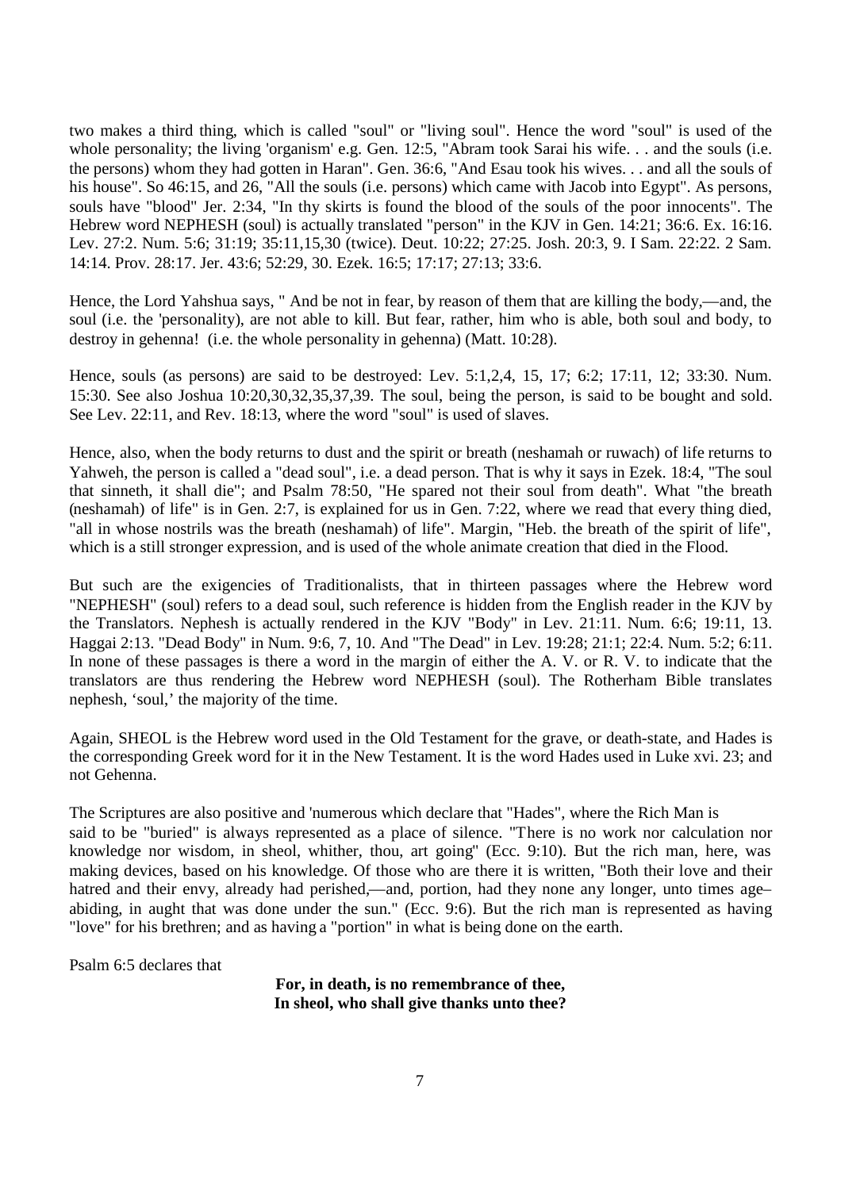two makes a third thing, which is called "soul" or "living soul". Hence the word "soul" is used of the whole personality; the living 'organism' e.g. Gen. 12:5, "Abram took Sarai his wife. . . and the souls (i.e. the persons) whom they had gotten in Haran". Gen. 36:6, "And Esau took his wives. . . and all the souls of his house". So 46:15, and 26, "All the souls (i.e. persons) which came with Jacob into Egypt". As persons, souls have "blood" Jer. 2:34, "In thy skirts is found the blood of the souls of the poor innocents". The Hebrew word NEPHESH (soul) is actually translated "person" in the KJV in Gen. 14:21; 36:6. Ex. 16:16. Lev. 27:2. Num. 5:6; 31:19; 35:11,15,30 (twice). Deut. 10:22; 27:25. Josh. 20:3, 9. I Sam. 22:22. 2 Sam. 14:14. Prov. 28:17. Jer. 43:6; 52:29, 30. Ezek. 16:5; 17:17; 27:13; 33:6.

Hence, the Lord Yahshua says, " And be not in fear, by reason of them that are killing the body,—and, the soul (i.e. the 'personality), are not able to kill. But fear, rather, him who is able, both soul and body, to destroy in gehenna! (i.e. the whole personality in gehenna) (Matt. 10:28).

Hence, souls (as persons) are said to be destroyed: Lev. 5:1,2,4, 15, 17; 6:2; 17:11, 12; 33:30. Num. 15:30. See also Joshua 10:20,30,32,35,37,39. The soul, being the person, is said to be bought and sold. See Lev. 22:11, and Rev. 18:13, where the word "soul" is used of slaves.

Hence, also, when the body returns to dust and the spirit or breath (neshamah or ruwach) of life returns to Yahweh, the person is called a "dead soul", i.e. a dead person. That is why it says in Ezek. 18:4, "The soul that sinneth, it shall die"; and Psalm 78:50, "He spared not their soul from death". What "the breath (neshamah) of life" is in Gen. 2:7, is explained for us in Gen. 7:22, where we read that every thing died, "all in whose nostrils was the breath (neshamah) of life". Margin, "Heb. the breath of the spirit of life", which is a still stronger expression, and is used of the whole animate creation that died in the Flood.

But such are the exigencies of Traditionalists, that in thirteen passages where the Hebrew word "NEPHESH" (soul) refers to a dead soul, such reference is hidden from the English reader in the KJV by the Translators. Nephesh is actually rendered in the KJV "Body" in Lev. 21:11. Num. 6:6; 19:11, 13. Haggai 2:13. "Dead Body" in Num. 9:6, 7, 10. And "The Dead" in Lev. 19:28; 21:1; 22:4. Num. 5:2; 6:11. In none of these passages is there a word in the margin of either the A. V. or R. V. to indicate that the translators are thus rendering the Hebrew word NEPHESH (soul). The Rotherham Bible translates nephesh, 'soul,' the majority of the time.

Again, SHEOL is the Hebrew word used in the Old Testament for the grave, or death-state, and Hades is the corresponding Greek word for it in the New Testament. It is the word Hades used in Luke xvi. 23; and not Gehenna.

The Scriptures are also positive and 'numerous which declare that "Hades", where the Rich Man is said to be "buried" is always represented as a place of silence. "There is no work nor calculation nor knowledge nor wisdom, in sheol, whither, thou, art going" (Ecc. 9:10). But the rich man, here, was making devices, based on his knowledge. Of those who are there it is written, "Both their love and their hatred and their envy, already had perished,—and, portion, had they none any longer, unto times age–abiding, in aught that was done under the sun." (Ecc. 9:6). But the rich man is represented as having "love" for his brethren; and as having a "portion" in what is being done on the earth.

Psalm 6:5 declares that

**For, in death, is no remembrance of thee,**
**In sheol, who shall give thanks unto thee?**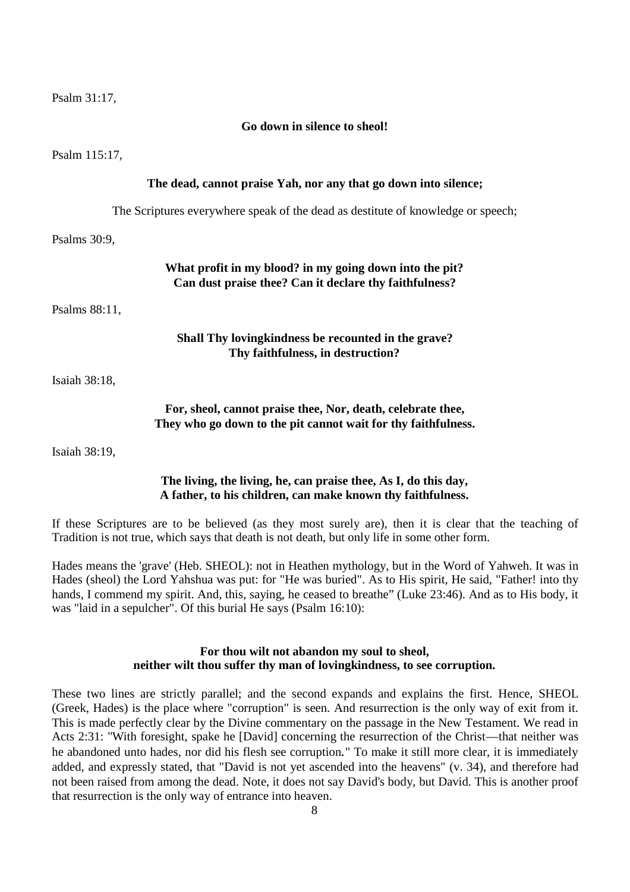Psalm 31:17,

**Go down in silence to sheol!**

Psalm 115:17,

**The dead, cannot praise Yah, nor any that go down into silence;**

The Scriptures everywhere speak of the dead as destitute of knowledge or speech;

Psalms 30:9,

**What profit in my blood? in my going down into the pit?**
**Can dust praise thee? Can it declare thy faithfulness?**

Psalms 88:11,

**Shall Thy lovingkindness be recounted in the grave?**
**Thy faithfulness, in destruction?**

Isaiah 38:18,

**For, sheol, cannot praise thee, Nor, death, celebrate thee,**
**They who go down to the pit cannot wait for thy faithfulness.**

Isaiah 38:19,

**The living, the living, he, can praise thee, As I, do this day,**
**A father, to his children, can make known thy faithfulness.**

If these Scriptures are to be believed (as they most surely are), then it is clear that the teaching of Tradition is not true, which says that death is not death, but only life in some other form.

Hades means the 'grave' (Heb. SHEOL): not in Heathen mythology, but in the Word of Yahweh. It was in Hades (sheol) the Lord Yahshua was put: for "He was buried". As to His spirit, He said, "Father! into thy hands, I commend my spirit. And, this, saying, he ceased to breathe" (Luke 23:46). And as to His body, it was "laid in a sepulcher". Of this burial He says (Psalm 16:10):

**For thou wilt not abandon my soul to sheol,**
**neither wilt thou suffer thy man of lovingkindness, to see corruption.**

These two lines are strictly parallel; and the second expands and explains the first. Hence, SHEOL (Greek, Hades) is the place where "corruption" is seen. And resurrection is the only way of exit from it. This is made perfectly clear by the Divine commentary on the passage in the New Testament. We read in Acts 2:31: "With foresight, spake he [David] concerning the resurrection of the Christ—that neither was he abandoned unto hades, nor did his flesh see corruption." To make it still more clear, it is immediately added, and expressly stated, that "David is not yet ascended into the heavens" (v. 34), and therefore had not been raised from among the dead. Note, it does not say David's body, but David. This is another proof that resurrection is the only way of entrance into heaven.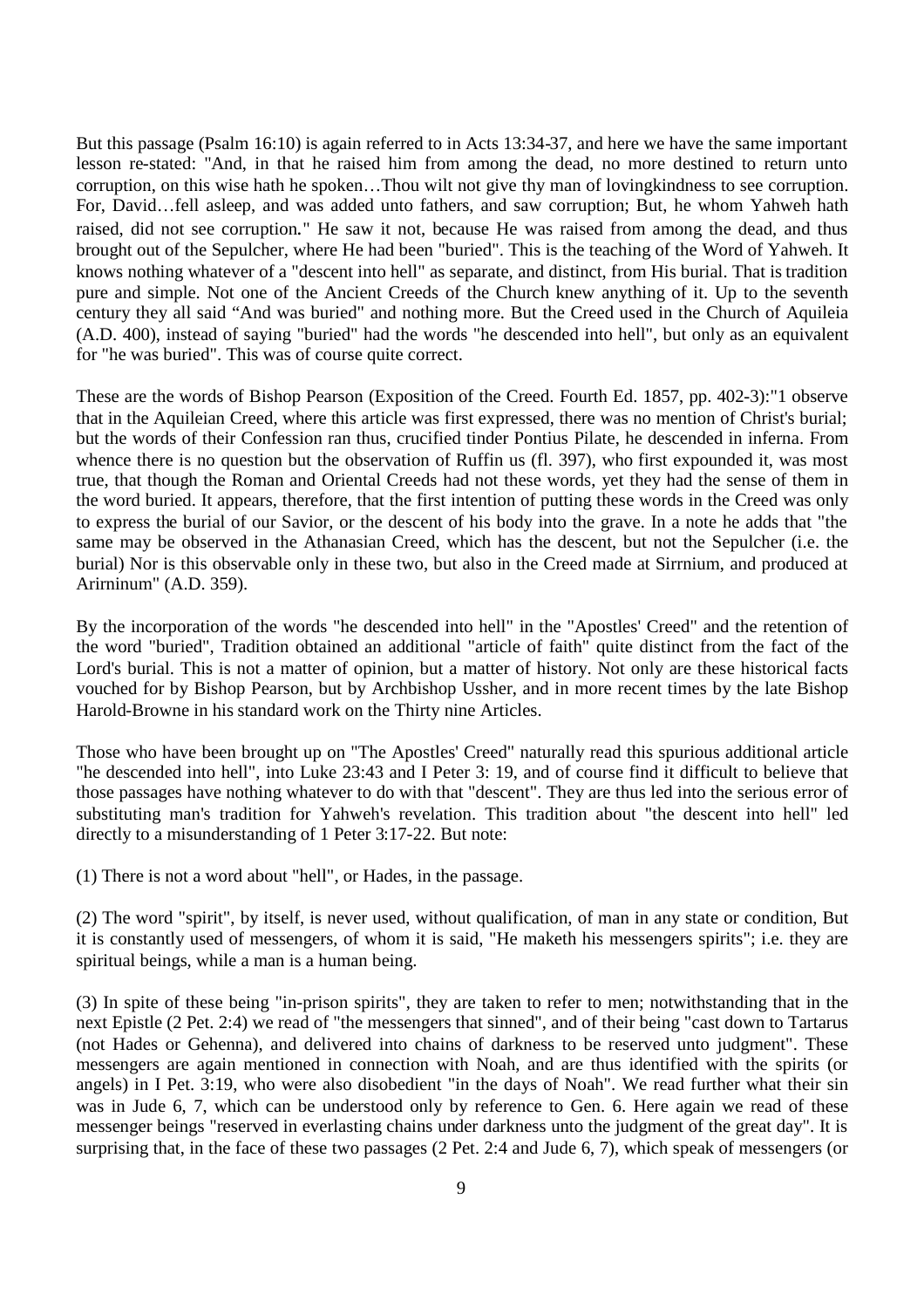But this passage (Psalm 16:10) is again referred to in Acts 13:34-37, and here we have the same important lesson re-stated: "And, in that he raised him from among the dead, no more destined to return unto corruption, on this wise hath he spoken…Thou wilt not give thy man of lovingkindness to see corruption. For, David…fell asleep, and was added unto fathers, and saw corruption; But, he whom Yahweh hath raised, did not see corruption." He saw it not, because He was raised from among the dead, and thus brought out of the Sepulcher, where He had been "buried". This is the teaching of the Word of Yahweh. It knows nothing whatever of a "descent into hell" as separate, and distinct, from His burial. That is tradition pure and simple. Not one of the Ancient Creeds of the Church knew anything of it. Up to the seventh century they all said "And was buried" and nothing more. But the Creed used in the Church of Aquileia (A.D. 400), instead of saying "buried" had the words "he descended into hell", but only as an equivalent for "he was buried". This was of course quite correct.

These are the words of Bishop Pearson (Exposition of the Creed. Fourth Ed. 1857, pp. 402-3):"1 observe that in the Aquileian Creed, where this article was first expressed, there was no mention of Christ's burial; but the words of their Confession ran thus, crucified tinder Pontius Pilate, he descended in inferna. From whence there is no question but the observation of Ruffin us (fl. 397), who first expounded it, was most true, that though the Roman and Oriental Creeds had not these words, yet they had the sense of them in the word buried. It appears, therefore, that the first intention of putting these words in the Creed was only to express the burial of our Savior, or the descent of his body into the grave. In a note he adds that "the same may be observed in the Athanasian Creed, which has the descent, but not the Sepulcher (i.e. the burial) Nor is this observable only in these two, but also in the Creed made at Sirrnium, and produced at Arirninum" (A.D. 359).

By the incorporation of the words "he descended into hell" in the "Apostles' Creed" and the retention of the word "buried", Tradition obtained an additional "article of faith" quite distinct from the fact of the Lord's burial. This is not a matter of opinion, but a matter of history. Not only are these historical facts vouched for by Bishop Pearson, but by Archbishop Ussher, and in more recent times by the late Bishop Harold-Browne in his standard work on the Thirty nine Articles.

Those who have been brought up on "The Apostles' Creed" naturally read this spurious additional article "he descended into hell", into Luke 23:43 and I Peter 3: 19, and of course find it difficult to believe that those passages have nothing whatever to do with that "descent". They are thus led into the serious error of substituting man's tradition for Yahweh's revelation. This tradition about "the descent into hell" led directly to a misunderstanding of 1 Peter 3:17-22. But note:

(1) There is not a word about "hell", or Hades, in the passage.

(2) The word "spirit", by itself, is never used, without qualification, of man in any state or condition, But it is constantly used of messengers, of whom it is said, "He maketh his messengers spirits"; i.e. they are spiritual beings, while a man is a human being.

(3) In spite of these being "in-prison spirits", they are taken to refer to men; notwithstanding that in the next Epistle (2 Pet. 2:4) we read of "the messengers that sinned", and of their being "cast down to Tartarus (not Hades or Gehenna), and delivered into chains of darkness to be reserved unto judgment". These messengers are again mentioned in connection with Noah, and are thus identified with the spirits (or angels) in I Pet. 3:19, who were also disobedient "in the days of Noah". We read further what their sin was in Jude 6, 7, which can be understood only by reference to Gen. 6. Here again we read of these messenger beings "reserved in everlasting chains under darkness unto the judgment of the great day". It is surprising that, in the face of these two passages (2 Pet. 2:4 and Jude 6, 7), which speak of messengers (or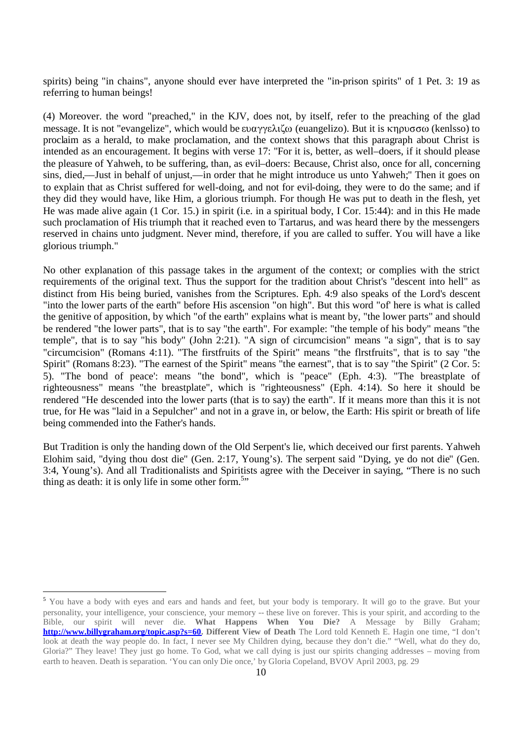spirits) being "in chains", anyone should ever have interpreted the "in-prison spirits" of 1 Pet. 3: 19 as referring to human beings!

(4) Moreover. the word "preached," in the KJV, does not, by itself, refer to the preaching of the glad message. It is not "evangelize", which would be ευαγγελιζω (euangelizo). But it is κηρυσσω (kenlsso) to proclaim as a herald, to make proclamation, and the context shows that this paragraph about Christ is intended as an encouragement. It begins with verse 17: "For it is, better, as well–doers, if it should please the pleasure of Yahweh, to be suffering, than, as evil–doers: Because, Christ also, once for all, concerning sins, died,—Just in behalf of unjust,—in order that he might introduce us unto Yahweh;" Then it goes on to explain that as Christ suffered for well-doing, and not for evil-doing, they were to do the same; and if they did they would have, like Him, a glorious triumph. For though He was put to death in the flesh, yet He was made alive again (1 Cor. 15.) in spirit (i.e. in a spiritual body, I Cor. 15:44): and in this He made such proclamation of His triumph that it reached even to Tartarus, and was heard there by the messengers reserved in chains unto judgment. Never mind, therefore, if you are called to suffer. You will have a like glorious triumph."

No other explanation of this passage takes in the argument of the context; or complies with the strict requirements of the original text. Thus the support for the tradition about Christ's "descent into hell" as distinct from His being buried, vanishes from the Scriptures. Eph. 4:9 also speaks of the Lord's descent "into the lower parts of the earth" before His ascension "on high". But this word "of' here is what is called the genitive of apposition, by which "of the earth" explains what is meant by, "the lower parts" and should be rendered "the lower parts", that is to say "the earth". For example: "the temple of his body" means "the temple", that is to say "his body" (John 2:21). "A sign of circumcision" means "a sign", that is to say "circumcision" (Romans 4:11). "The firstfruits of the Spirit" means "the flrstfruits", that is to say "the Spirit" (Romans 8:23). "The earnest of the Spirit" means "the earnest", that is to say "the Spirit" (2 Cor. 5: 5). "The bond of peace': means "the bond", which is "peace" (Eph. 4:3). "The breastplate of righteousness" means "the breastplate", which is "righteousness" (Eph. 4:14). So here it should be rendered "He descended into the lower parts (that is to say) the earth". If it means more than this it is not true, for He was "laid in a Sepulcher" and not in a grave in, or below, the Earth: His spirit or breath of life being commended into the Father's hands.

But Tradition is only the handing down of the Old Serpent's lie, which deceived our first parents. Yahweh Elohim said, "dying thou dost die" (Gen. 2:17, Young's). The serpent said "Dying, ye do not die" (Gen. 3:4, Young's). And all Traditionalists and Spiritists agree with the Deceiver in saying, "There is no such thing as death: it is only life in some other form.[5]"

---

[5] You have a body with eyes and ears and hands and feet, but your body is temporary. It will go to the grave. But your personality, your intelligence, your conscience, your memory -- these live on forever. This is your spirit, and according to the Bible, our spirit will never die. **What Happens When You Die?** A Message by Billy Graham; **http://www.billygraham.org/topic.asp?s=60**. **Different View of Death** The Lord told Kenneth E. Hagin one time, "I don't look at death the way people do. In fact, I never see My Children dying, because they don't die." "Well, what do they do, Gloria?" They leave! They just go home. To God, what we call dying is just our spirits changing addresses – moving from earth to heaven. Death is separation. 'You can only Die once,' by Gloria Copeland, BVOV April 2003, pg. 29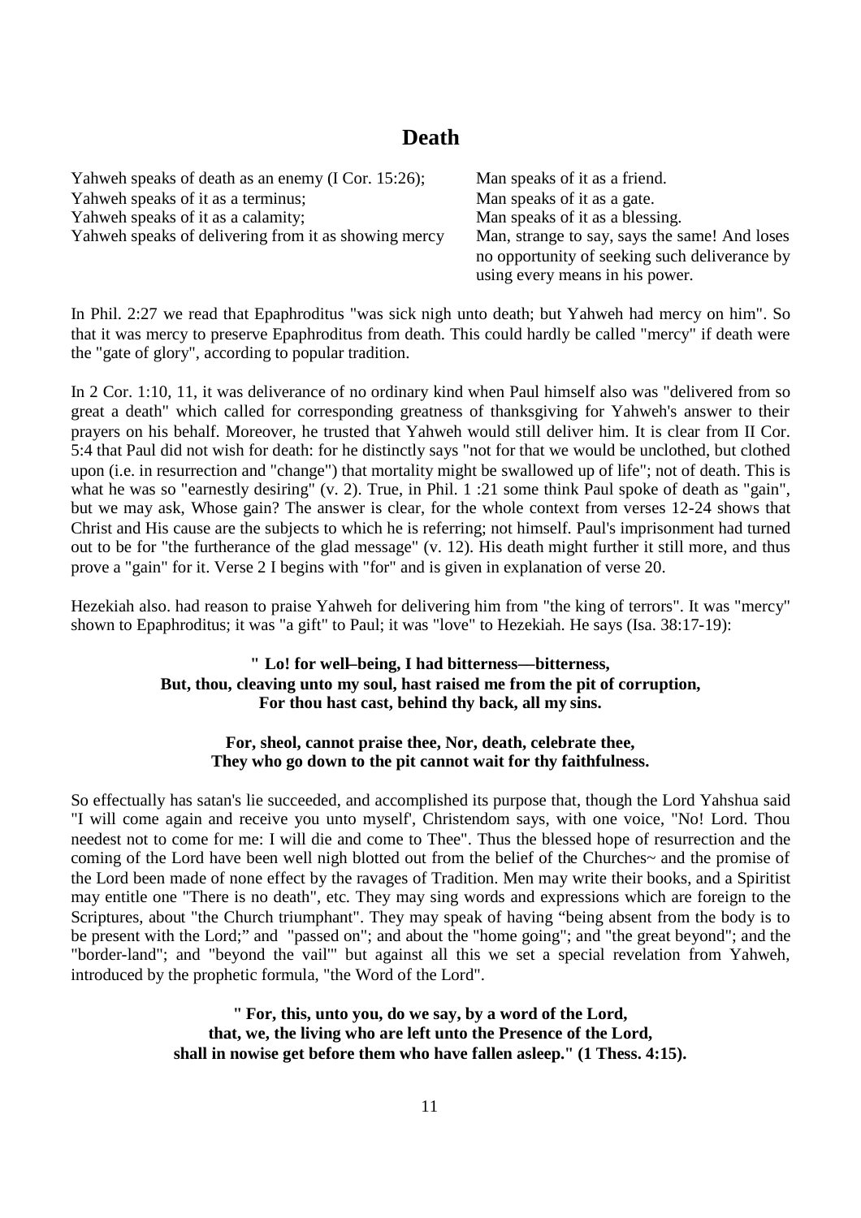# Death

| | |
|---|---|
| Yahweh speaks of death as an enemy (I Cor. 15:26); | Man speaks of it as a friend. |
| Yahweh speaks of it as a terminus; | Man speaks of it as a gate. |
| Yahweh speaks of it as a calamity; | Man speaks of it as a blessing. |
| Yahweh speaks of delivering from it as showing mercy | Man, strange to say, says the same! And loses no opportunity of seeking such deliverance by using every means in his power. |

In Phil. 2:27 we read that Epaphroditus "was sick nigh unto death; but Yahweh had mercy on him". So that it was mercy to preserve Epaphroditus from death. This could hardly be called "mercy" if death were the "gate of glory", according to popular tradition.

In 2 Cor. 1:10, 11, it was deliverance of no ordinary kind when Paul himself also was "delivered from so great a death" which called for corresponding greatness of thanksgiving for Yahweh's answer to their prayers on his behalf. Moreover, he trusted that Yahweh would still deliver him. It is clear from II Cor. 5:4 that Paul did not wish for death: for he distinctly says "not for that we would be unclothed, but clothed upon (i.e. in resurrection and "change") that mortality might be swallowed up of life"; not of death. This is what he was so "earnestly desiring" (v. 2). True, in Phil. 1 :21 some think Paul spoke of death as "gain", but we may ask, Whose gain? The answer is clear, for the whole context from verses 12-24 shows that Christ and His cause are the subjects to which he is referring; not himself. Paul's imprisonment had turned out to be for "the furtherance of the glad message" (v. 12). His death might further it still more, and thus prove a "gain" for it. Verse 2 I begins with "for" and is given in explanation of verse 20.

Hezekiah also. had reason to praise Yahweh for delivering him from "the king of terrors". It was "mercy" shown to Epaphroditus; it was "a gift" to Paul; it was "love" to Hezekiah. He says (Isa. 38:17-19):

> **" Lo! for well–being, I had bitterness—bitterness,**
> **But, thou, cleaving unto my soul, hast raised me from the pit of corruption,**
> **For thou hast cast, behind thy back, all my sins.**
>
> **For, sheol, cannot praise thee, Nor, death, celebrate thee,**
> **They who go down to the pit cannot wait for thy faithfulness.**

So effectually has satan's lie succeeded, and accomplished its purpose that, though the Lord Yahshua said "I will come again and receive you unto myself', Christendom says, with one voice, "No! Lord. Thou needest not to come for me: I will die and come to Thee". Thus the blessed hope of resurrection and the coming of the Lord have been well nigh blotted out from the belief of the Churches~ and the promise of the Lord been made of none effect by the ravages of Tradition. Men may write their books, and a Spiritist may entitle one "There is no death", etc. They may sing words and expressions which are foreign to the Scriptures, about "the Church triumphant". They may speak of having "being absent from the body is to be present with the Lord;" and "passed on"; and about the "home going"; and "the great beyond"; and the "border-land"; and "beyond the vail'" but against all this we set a special revelation from Yahweh, introduced by the prophetic formula, "the Word of the Lord".

> **" For, this, unto you, do we say, by a word of the Lord,**
> **that, we, the living who are left unto the Presence of the Lord,**
> **shall in nowise get before them who have fallen asleep." (1 Thess. 4:15).**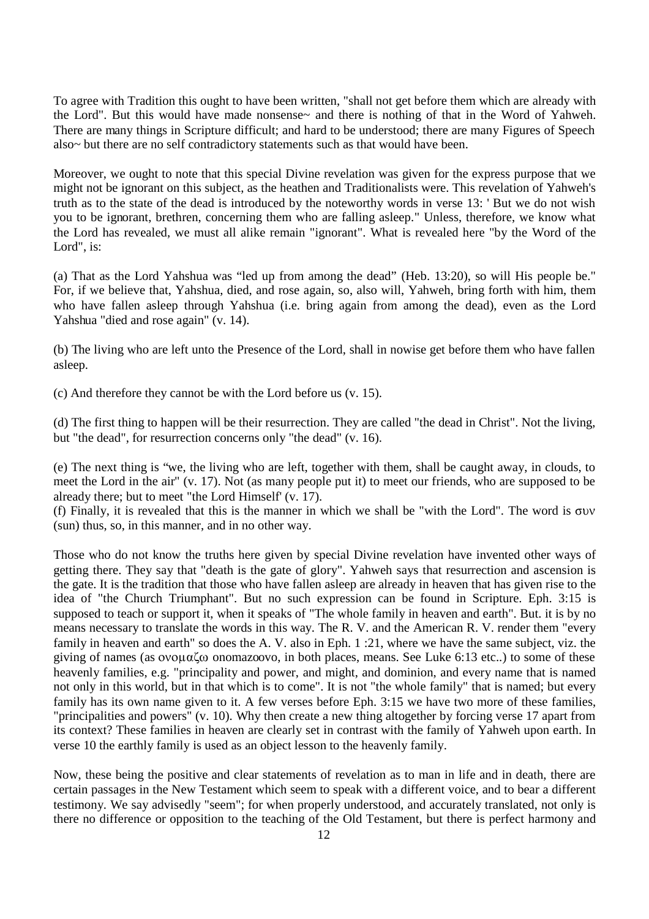To agree with Tradition this ought to have been written, "shall not get before them which are already with the Lord". But this would have made nonsense~ and there is nothing of that in the Word of Yahweh. There are many things in Scripture difficult; and hard to be understood; there are many Figures of Speech also~ but there are no self contradictory statements such as that would have been.

Moreover, we ought to note that this special Divine revelation was given for the express purpose that we might not be ignorant on this subject, as the heathen and Traditionalists were. This revelation of Yahweh's truth as to the state of the dead is introduced by the noteworthy words in verse 13: ' But we do not wish you to be ignorant, brethren, concerning them who are falling asleep." Unless, therefore, we know what the Lord has revealed, we must all alike remain "ignorant". What is revealed here "by the Word of the Lord", is:

(a) That as the Lord Yahshua was "led up from among the dead" (Heb. 13:20), so will His people be." For, if we believe that, Yahshua, died, and rose again, so, also will, Yahweh, bring forth with him, them who have fallen asleep through Yahshua (i.e. bring again from among the dead), even as the Lord Yahshua "died and rose again" (v. 14).

(b) The living who are left unto the Presence of the Lord, shall in nowise get before them who have fallen asleep.

(c) And therefore they cannot be with the Lord before us (v. 15).

(d) The first thing to happen will be their resurrection. They are called "the dead in Christ". Not the living, but "the dead", for resurrection concerns only "the dead" (v. 16).

(e) The next thing is "we, the living who are left, together with them, shall be caught away, in clouds, to meet the Lord in the air" (v. 17). Not (as many people put it) to meet our friends, who are supposed to be already there; but to meet "the Lord Himself' (v. 17).
(f) Finally, it is revealed that this is the manner in which we shall be "with the Lord". The word is συν (sun) thus, so, in this manner, and in no other way.

Those who do not know the truths here given by special Divine revelation have invented other ways of getting there. They say that "death is the gate of glory". Yahweh says that resurrection and ascension is the gate. It is the tradition that those who have fallen asleep are already in heaven that has given rise to the idea of "the Church Triumphant". But no such expression can be found in Scripture. Eph. 3:15 is supposed to teach or support it, when it speaks of "The whole family in heaven and earth". But. it is by no means necessary to translate the words in this way. The R. V. and the American R. V. render them "every family in heaven and earth" so does the A. V. also in Eph. 1 :21, where we have the same subject, viz. the giving of names (as ονομαζω onomazoovo, in both places, means. See Luke 6:13 etc..) to some of these heavenly families, e.g. "principality and power, and might, and dominion, and every name that is named not only in this world, but in that which is to come". It is not "the whole family" that is named; but every family has its own name given to it. A few verses before Eph. 3:15 we have two more of these families, "principalities and powers" (v. 10). Why then create a new thing altogether by forcing verse 17 apart from its context? These families in heaven are clearly set in contrast with the family of Yahweh upon earth. In verse 10 the earthly family is used as an object lesson to the heavenly family.

Now, these being the positive and clear statements of revelation as to man in life and in death, there are certain passages in the New Testament which seem to speak with a different voice, and to bear a different testimony. We say advisedly "seem"; for when properly understood, and accurately translated, not only is there no difference or opposition to the teaching of the Old Testament, but there is perfect harmony and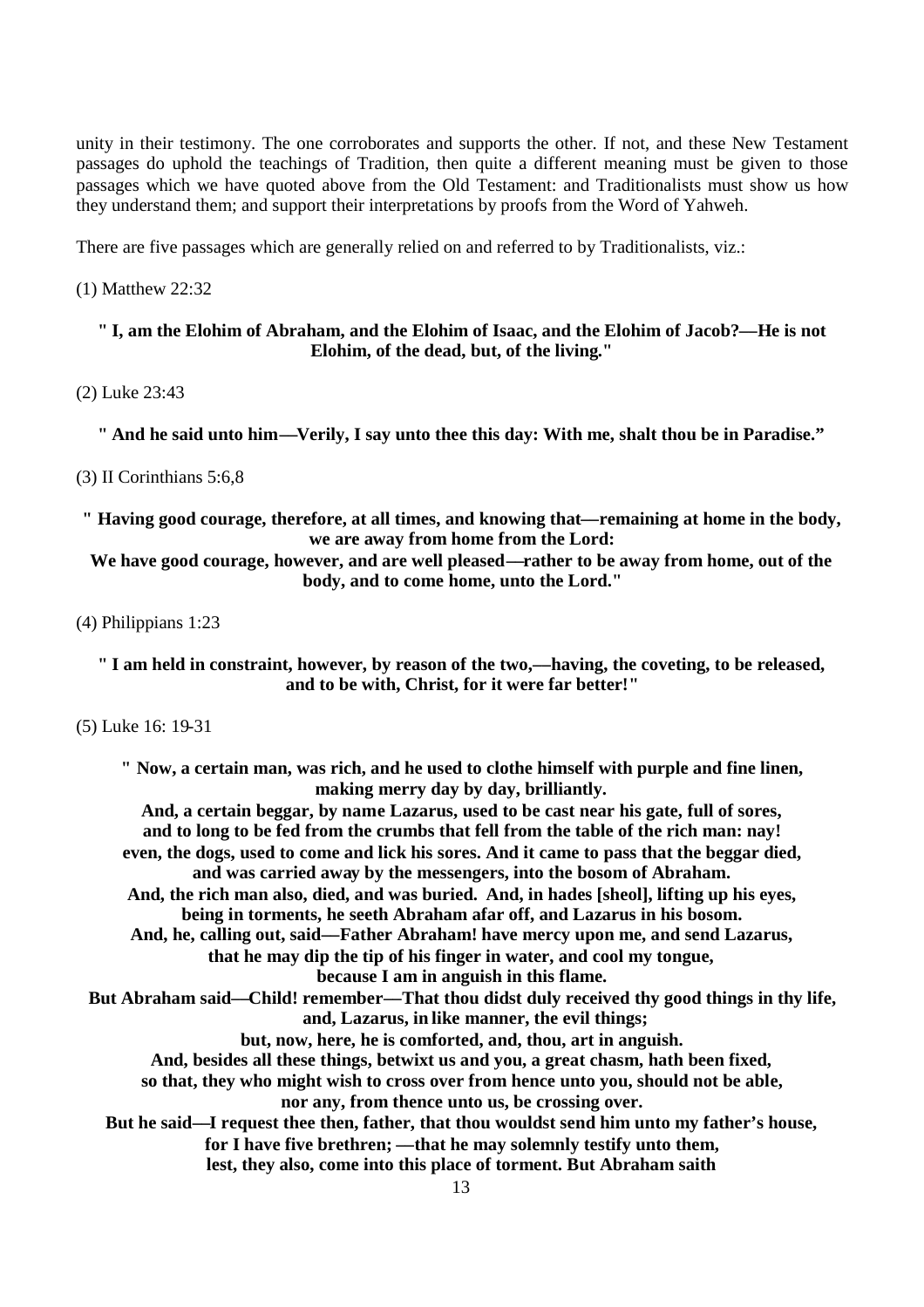unity in their testimony. The one corroborates and supports the other. If not, and these New Testament passages do uphold the teachings of Tradition, then quite a different meaning must be given to those passages which we have quoted above from the Old Testament: and Traditionalists must show us how they understand them; and support their interpretations by proofs from the Word of Yahweh.

There are five passages which are generally relied on and referred to by Traditionalists, viz.:

(1) Matthew 22:32

**" I, am the Elohim of Abraham, and the Elohim of Isaac, and the Elohim of Jacob?—He is not Elohim, of the dead, but, of the living."**

(2) Luke 23:43

**" And he said unto him—Verily, I say unto thee this day: With me, shalt thou be in Paradise."**

(3) II Corinthians 5:6,8

**" Having good courage, therefore, at all times, and knowing that—remaining at home in the body, we are away from home from the Lord:**
**We have good courage, however, and are well pleased—rather to be away from home, out of the body, and to come home, unto the Lord."**

(4) Philippians 1:23

**" I am held in constraint, however, by reason of the two,—having, the coveting, to be released, and to be with, Christ, for it were far better!"**

(5) Luke 16: 19-31

**" Now, a certain man, was rich, and he used to clothe himself with purple and fine linen, making merry day by day, brilliantly.**
**And, a certain beggar, by name Lazarus, used to be cast near his gate, full of sores, and to long to be fed from the crumbs that fell from the table of the rich man: nay! even, the dogs, used to come and lick his sores. And it came to pass that the beggar died, and was carried away by the messengers, into the bosom of Abraham.**
**And, the rich man also, died, and was buried. And, in hades [sheol], lifting up his eyes, being in torments, he seeth Abraham afar off, and Lazarus in his bosom.**
**And, he, calling out, said—Father Abraham! have mercy upon me, and send Lazarus, that he may dip the tip of his finger in water, and cool my tongue, because I am in anguish in this flame.**
**But Abraham said—Child! remember—That thou didst duly received thy good things in thy life, and, Lazarus, in like manner, the evil things;**
**but, now, here, he is comforted, and, thou, art in anguish.**
**And, besides all these things, betwixt us and you, a great chasm, hath been fixed, so that, they who might wish to cross over from hence unto you, should not be able, nor any, from thence unto us, be crossing over.**
**But he said—I request thee then, father, that thou wouldst send him unto my father's house, for I have five brethren; —that he may solemnly testify unto them, lest, they also, come into this place of torment. But Abraham saith**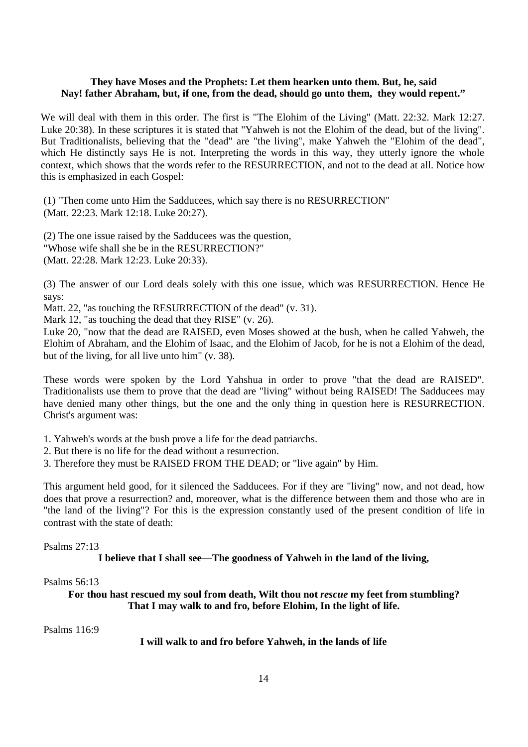**They have Moses and the Prophets: Let them hearken unto them. But, he, said Nay! father Abraham, but, if one, from the dead, should go unto them, they would repent."**

We will deal with them in this order. The first is "The Elohim of the Living" (Matt. 22:32. Mark 12:27. Luke 20:38). In these scriptures it is stated that "Yahweh is not the Elohim of the dead, but of the living". But Traditionalists, believing that the "dead" are "the living", make Yahweh the "Elohim of the dead", which He distinctly says He is not. Interpreting the words in this way, they utterly ignore the whole context, which shows that the words refer to the RESURRECTION, and not to the dead at all. Notice how this is emphasized in each Gospel:

(1) "Then come unto Him the Sadducees, which say there is no RESURRECTION"
(Matt. 22:23. Mark 12:18. Luke 20:27).

(2) The one issue raised by the Sadducees was the question,
"Whose wife shall she be in the RESURRECTION?"
(Matt. 22:28. Mark 12:23. Luke 20:33).

(3) The answer of our Lord deals solely with this one issue, which was RESURRECTION. Hence He says:
Matt. 22, "as touching the RESURRECTION of the dead" (v. 31).
Mark 12, "as touching the dead that they RISE" (v. 26).
Luke 20, "now that the dead are RAISED, even Moses showed at the bush, when he called Yahweh, the Elohim of Abraham, and the Elohim of Isaac, and the Elohim of Jacob, for he is not a Elohim of the dead, but of the living, for all live unto him" (v. 38).

These words were spoken by the Lord Yahshua in order to prove "that the dead are RAISED". Traditionalists use them to prove that the dead are "living" without being RAISED! The Sadducees may have denied many other things, but the one and the only thing in question here is RESURRECTION. Christ's argument was:

1. Yahweh's words at the bush prove a life for the dead patriarchs.
2. But there is no life for the dead without a resurrection.
3. Therefore they must be RAISED FROM THE DEAD; or "live again" by Him.

This argument held good, for it silenced the Sadducees. For if they are "living" now, and not dead, how does that prove a resurrection? and, moreover, what is the difference between them and those who are in "the land of the living"? For this is the expression constantly used of the present condition of life in contrast with the state of death:

Psalms 27:13

**I believe that I shall see—The goodness of Yahweh in the land of the living,**

Psalms 56:13

**For thou hast rescued my soul from death, Wilt thou not *rescue* my feet from stumbling? That I may walk to and fro, before Elohim, In the light of life.**

Psalms 116:9

**I will walk to and fro before Yahweh, in the lands of life**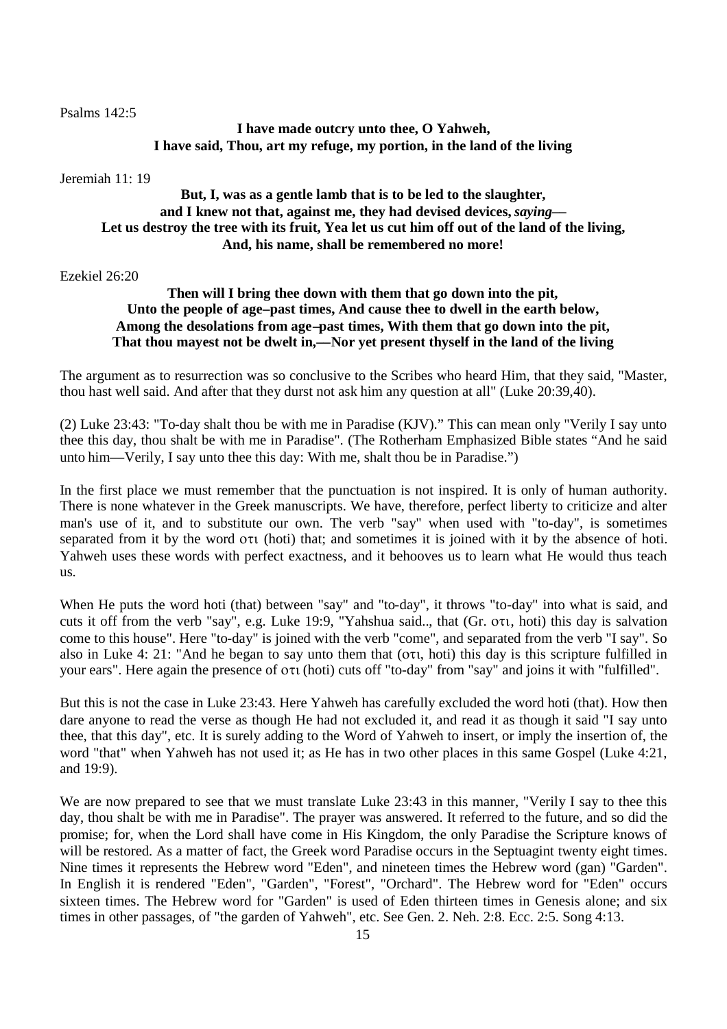Psalms 142:5

**I have made outcry unto thee, O Yahweh,**
**I have said, Thou, art my refuge, my portion, in the land of the living**

Jeremiah 11: 19

**But, I, was as a gentle lamb that is to be led to the slaughter,**
**and I knew not that, against me, they had devised devices, *saying*—**
**Let us destroy the tree with its fruit, Yea let us cut him off out of the land of the living,**
**And, his name, shall be remembered no more!**

Ezekiel 26:20

**Then will I bring thee down with them that go down into the pit,**
**Unto the people of age–past times, And cause thee to dwell in the earth below,**
**Among the desolations from age–past times, With them that go down into the pit,**
**That thou mayest not be dwelt in,—Nor yet present thyself in the land of the living**

The argument as to resurrection was so conclusive to the Scribes who heard Him, that they said, "Master, thou hast well said. And after that they durst not ask him any question at all" (Luke 20:39,40).

(2) Luke 23:43: "To-day shalt thou be with me in Paradise (KJV)." This can mean only "Verily I say unto thee this day, thou shalt be with me in Paradise". (The Rotherham Emphasized Bible states "And he said unto him—Verily, I say unto thee this day: With me, shalt thou be in Paradise.")

In the first place we must remember that the punctuation is not inspired. It is only of human authority. There is none whatever in the Greek manuscripts. We have, therefore, perfect liberty to criticize and alter man's use of it, and to substitute our own. The verb "say" when used with "to-day", is sometimes separated from it by the word οτι (hoti) that; and sometimes it is joined with it by the absence of hoti. Yahweh uses these words with perfect exactness, and it behooves us to learn what He would thus teach us.

When He puts the word hoti (that) between "say" and "to-day", it throws "to-day" into what is said, and cuts it off from the verb "say", e.g. Luke 19:9, "Yahshua said.., that (Gr. οτι, hoti) this day is salvation come to this house". Here "to-day" is joined with the verb "come", and separated from the verb "I say". So also in Luke 4: 21: "And he began to say unto them that (οτι, hoti) this day is this scripture fulfilled in your ears". Here again the presence of οτι (hoti) cuts off "to-day" from "say" and joins it with "fulfilled".

But this is not the case in Luke 23:43. Here Yahweh has carefully excluded the word hoti (that). How then dare anyone to read the verse as though He had not excluded it, and read it as though it said "I say unto thee, that this day", etc. It is surely adding to the Word of Yahweh to insert, or imply the insertion of, the word "that" when Yahweh has not used it; as He has in two other places in this same Gospel (Luke 4:21, and 19:9).

We are now prepared to see that we must translate Luke 23:43 in this manner, "Verily I say to thee this day, thou shalt be with me in Paradise". The prayer was answered. It referred to the future, and so did the promise; for, when the Lord shall have come in His Kingdom, the only Paradise the Scripture knows of will be restored. As a matter of fact, the Greek word Paradise occurs in the Septuagint twenty eight times. Nine times it represents the Hebrew word "Eden", and nineteen times the Hebrew word (gan) "Garden". In English it is rendered "Eden", "Garden", "Forest", "Orchard". The Hebrew word for "Eden" occurs sixteen times. The Hebrew word for "Garden" is used of Eden thirteen times in Genesis alone; and six times in other passages, of "the garden of Yahweh", etc. See Gen. 2. Neh. 2:8. Ecc. 2:5. Song 4:13.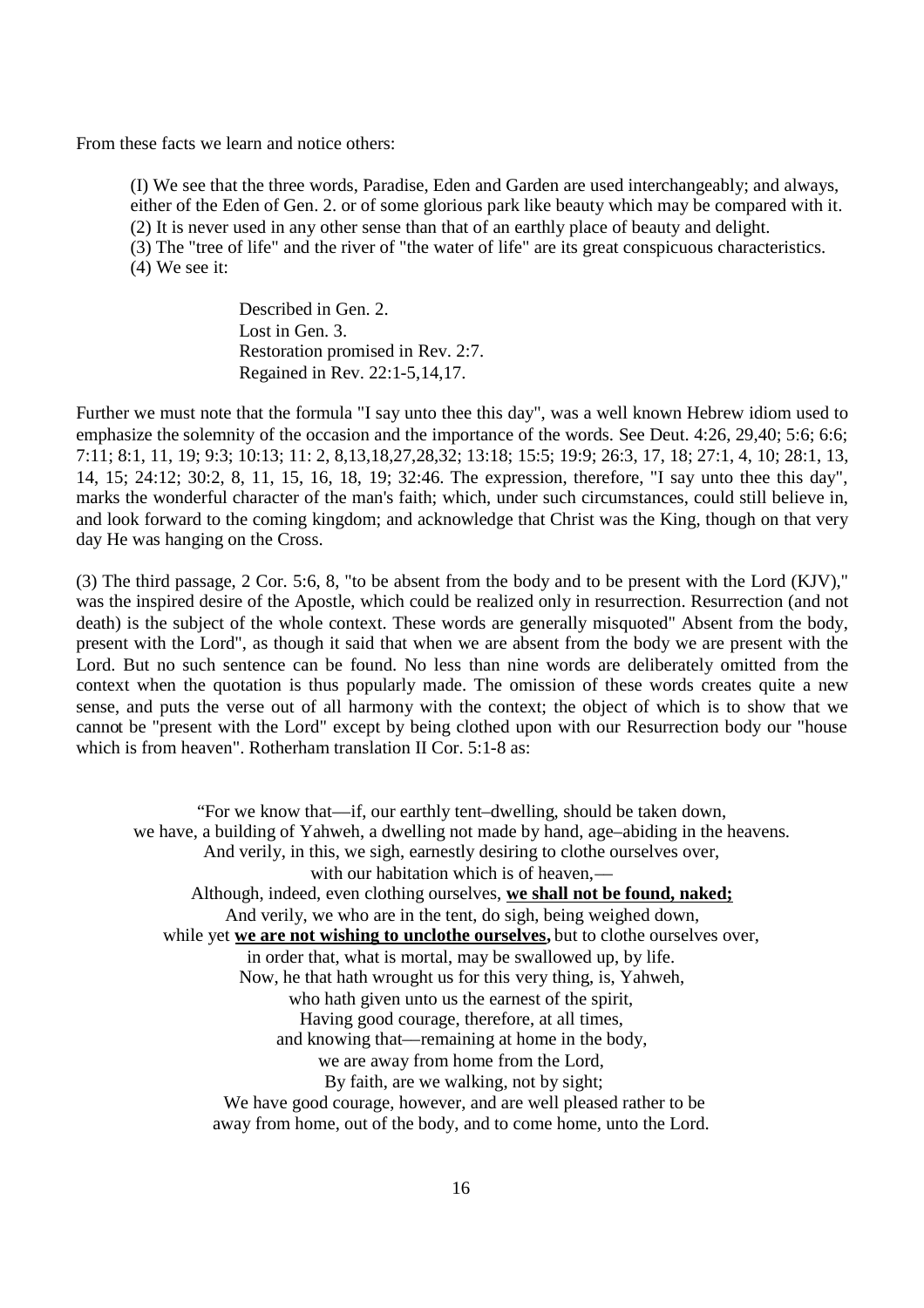From these facts we learn and notice others:

(I) We see that the three words, Paradise, Eden and Garden are used interchangeably; and always, either of the Eden of Gen. 2. or of some glorious park like beauty which may be compared with it.
(2) It is never used in any other sense than that of an earthly place of beauty and delight.
(3) The "tree of life" and the river of "the water of life" are its great conspicuous characteristics.
(4) We see it:

> Described in Gen. 2.
> Lost in Gen. 3.
> Restoration promised in Rev. 2:7.
> Regained in Rev. 22:1-5,14,17.

Further we must note that the formula "I say unto thee this day", was a well known Hebrew idiom used to emphasize the solemnity of the occasion and the importance of the words. See Deut. 4:26, 29,40; 5:6; 6:6; 7:11; 8:1, 11, 19; 9:3; 10:13; 11: 2, 8,13,18,27,28,32; 13:18; 15:5; 19:9; 26:3, 17, 18; 27:1, 4, 10; 28:1, 13, 14, 15; 24:12; 30:2, 8, 11, 15, 16, 18, 19; 32:46. The expression, therefore, "I say unto thee this day", marks the wonderful character of the man's faith; which, under such circumstances, could still believe in, and look forward to the coming kingdom; and acknowledge that Christ was the King, though on that very day He was hanging on the Cross.

(3) The third passage, 2 Cor. 5:6, 8, "to be absent from the body and to be present with the Lord (KJV)," was the inspired desire of the Apostle, which could be realized only in resurrection. Resurrection (and not death) is the subject of the whole context. These words are generally misquoted" Absent from the body, present with the Lord", as though it said that when we are absent from the body we are present with the Lord. But no such sentence can be found. No less than nine words are deliberately omitted from the context when the quotation is thus popularly made. The omission of these words creates quite a new sense, and puts the verse out of all harmony with the context; the object of which is to show that we cannot be "present with the Lord" except by being clothed upon with our Resurrection body our "house which is from heaven". Rotherham translation II Cor. 5:1-8 as:

> "For we know that—if, our earthly tent–dwelling, should be taken down,
> we have, a building of Yahweh, a dwelling not made by hand, age–abiding in the heavens.
> And verily, in this, we sigh, earnestly desiring to clothe ourselves over,
> with our habitation which is of heaven,—
> Although, indeed, even clothing ourselves, **we shall not be found, naked;**
> And verily, we who are in the tent, do sigh, being weighed down,
> while yet **we are not wishing to unclothe ourselves,** but to clothe ourselves over,
> in order that, what is mortal, may be swallowed up, by life.
> Now, he that hath wrought us for this very thing, is, Yahweh,
> who hath given unto us the earnest of the spirit,
> Having good courage, therefore, at all times,
> and knowing that—remaining at home in the body,
> we are away from home from the Lord,
> By faith, are we walking, not by sight;
> We have good courage, however, and are well pleased rather to be
> away from home, out of the body, and to come home, unto the Lord.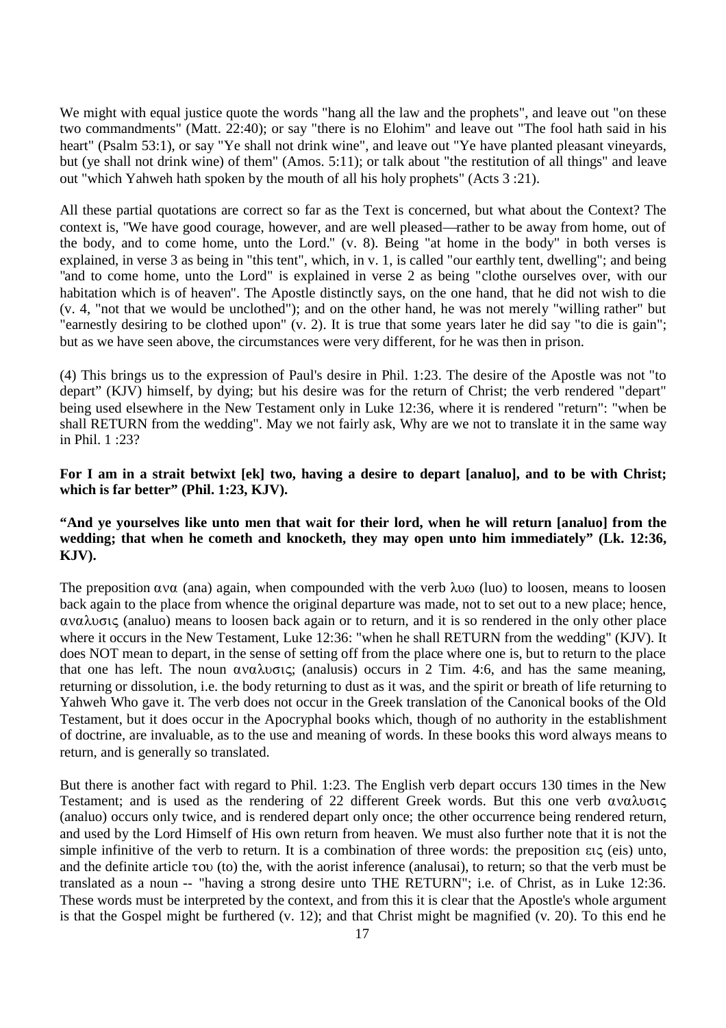We might with equal justice quote the words "hang all the law and the prophets", and leave out "on these two commandments" (Matt. 22:40); or say "there is no Elohim" and leave out "The fool hath said in his heart" (Psalm 53:1), or say "Ye shall not drink wine", and leave out "Ye have planted pleasant vineyards, but (ye shall not drink wine) of them" (Amos. 5:11); or talk about "the restitution of all things" and leave out "which Yahweh hath spoken by the mouth of all his holy prophets" (Acts 3 :21).

All these partial quotations are correct so far as the Text is concerned, but what about the Context? The context is, "We have good courage, however, and are well pleased—rather to be away from home, out of the body, and to come home, unto the Lord." (v. 8). Being "at home in the body" in both verses is explained, in verse 3 as being in "this tent", which, in v. 1, is called "our earthly tent, dwelling"; and being "and to come home, unto the Lord" is explained in verse 2 as being "clothe ourselves over, with our habitation which is of heaven". The Apostle distinctly says, on the one hand, that he did not wish to die (v. 4, "not that we would be unclothed"); and on the other hand, he was not merely "willing rather" but "earnestly desiring to be clothed upon" (v. 2). It is true that some years later he did say "to die is gain"; but as we have seen above, the circumstances were very different, for he was then in prison.

(4) This brings us to the expression of Paul's desire in Phil. 1:23. The desire of the Apostle was not "to depart" (KJV) himself, by dying; but his desire was for the return of Christ; the verb rendered "depart" being used elsewhere in the New Testament only in Luke 12:36, where it is rendered "return": "when be shall RETURN from the wedding". May we not fairly ask, Why are we not to translate it in the same way in Phil. 1 :23?

**For I am in a strait betwixt [ek] two, having a desire to depart [analuo], and to be with Christ; which is far better" (Phil. 1:23, KJV).**

**"And ye yourselves like unto men that wait for their lord, when he will return [analuo] from the wedding; that when he cometh and knocketh, they may open unto him immediately" (Lk. 12:36, KJV).**

The preposition ανα (ana) again, when compounded with the verb λυω (luo) to loosen, means to loosen back again to the place from whence the original departure was made, not to set out to a new place; hence, αναλυσις (analuo) means to loosen back again or to return, and it is so rendered in the only other place where it occurs in the New Testament, Luke 12:36: "when he shall RETURN from the wedding" (KJV). It does NOT mean to depart, in the sense of setting off from the place where one is, but to return to the place that one has left. The noun αναλυσις; (analusis) occurs in 2 Tim. 4:6, and has the same meaning, returning or dissolution, i.e. the body returning to dust as it was, and the spirit or breath of life returning to Yahweh Who gave it. The verb does not occur in the Greek translation of the Canonical books of the Old Testament, but it does occur in the Apocryphal books which, though of no authority in the establishment of doctrine, are invaluable, as to the use and meaning of words. In these books this word always means to return, and is generally so translated.

But there is another fact with regard to Phil. 1:23. The English verb depart occurs 130 times in the New Testament; and is used as the rendering of 22 different Greek words. But this one verb αναλυσις (analuo) occurs only twice, and is rendered depart only once; the other occurrence being rendered return, and used by the Lord Himself of His own return from heaven. We must also further note that it is not the simple infinitive of the verb to return. It is a combination of three words: the preposition εις (eis) unto, and the definite article του (to) the, with the aorist inference (analusai), to return; so that the verb must be translated as a noun -- "having a strong desire unto THE RETURN"; i.e. of Christ, as in Luke 12:36. These words must be interpreted by the context, and from this it is clear that the Apostle's whole argument is that the Gospel might be furthered (v. 12); and that Christ might be magnified (v. 20). To this end he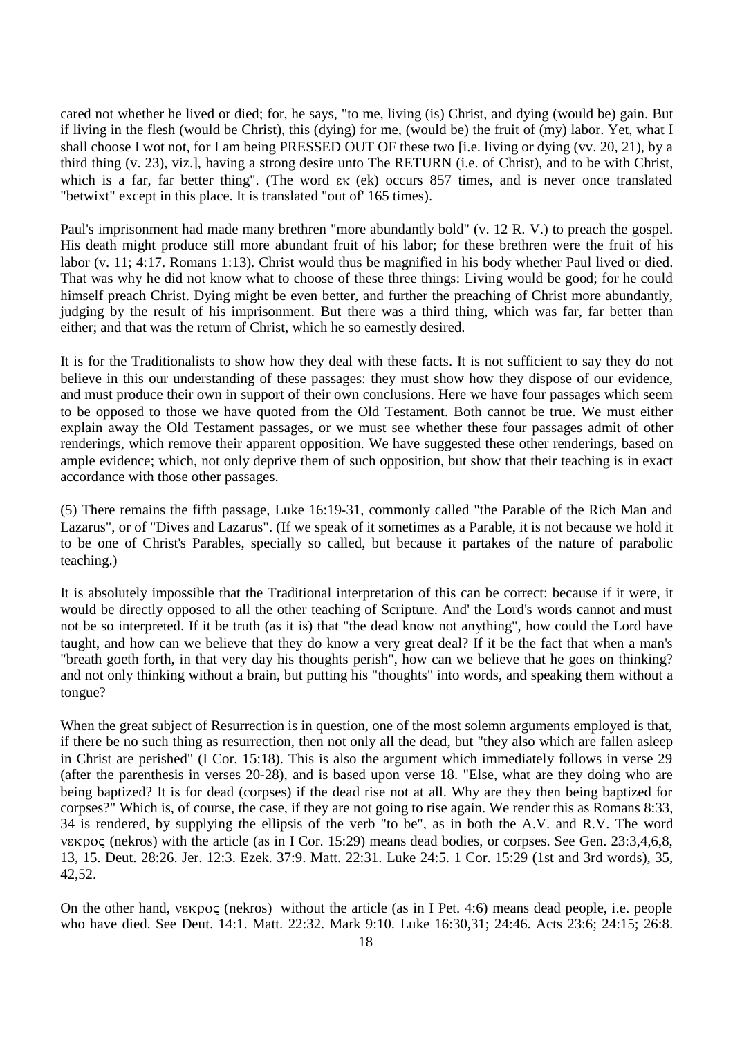cared not whether he lived or died; for, he says, "to me, living (is) Christ, and dying (would be) gain. But if living in the flesh (would be Christ), this (dying) for me, (would be) the fruit of (my) labor. Yet, what I shall choose I wot not, for I am being PRESSED OUT OF these two [i.e. living or dying (vv. 20, 21), by a third thing (v. 23), viz.], having a strong desire unto The RETURN (i.e. of Christ), and to be with Christ, which is a far, far better thing". (The word εκ (ek) occurs 857 times, and is never once translated "betwixt" except in this place. It is translated "out of' 165 times).

Paul's imprisonment had made many brethren "more abundantly bold" (v. 12 R. V.) to preach the gospel. His death might produce still more abundant fruit of his labor; for these brethren were the fruit of his labor (v. 11; 4:17. Romans 1:13). Christ would thus be magnified in his body whether Paul lived or died. That was why he did not know what to choose of these three things: Living would be good; for he could himself preach Christ. Dying might be even better, and further the preaching of Christ more abundantly, judging by the result of his imprisonment. But there was a third thing, which was far, far better than either; and that was the return of Christ, which he so earnestly desired.

It is for the Traditionalists to show how they deal with these facts. It is not sufficient to say they do not believe in this our understanding of these passages: they must show how they dispose of our evidence, and must produce their own in support of their own conclusions. Here we have four passages which seem to be opposed to those we have quoted from the Old Testament. Both cannot be true. We must either explain away the Old Testament passages, or we must see whether these four passages admit of other renderings, which remove their apparent opposition. We have suggested these other renderings, based on ample evidence; which, not only deprive them of such opposition, but show that their teaching is in exact accordance with those other passages.

(5) There remains the fifth passage, Luke 16:19-31, commonly called "the Parable of the Rich Man and Lazarus", or of "Dives and Lazarus". (If we speak of it sometimes as a Parable, it is not because we hold it to be one of Christ's Parables, specially so called, but because it partakes of the nature of parabolic teaching.)

It is absolutely impossible that the Traditional interpretation of this can be correct: because if it were, it would be directly opposed to all the other teaching of Scripture. And' the Lord's words cannot and must not be so interpreted. If it be truth (as it is) that "the dead know not anything", how could the Lord have taught, and how can we believe that they do know a very great deal? If it be the fact that when a man's "breath goeth forth, in that very day his thoughts perish", how can we believe that he goes on thinking? and not only thinking without a brain, but putting his "thoughts" into words, and speaking them without a tongue?

When the great subject of Resurrection is in question, one of the most solemn arguments employed is that, if there be no such thing as resurrection, then not only all the dead, but "they also which are fallen asleep in Christ are perished" (I Cor. 15:18). This is also the argument which immediately follows in verse 29 (after the parenthesis in verses 20-28), and is based upon verse 18. "Else, what are they doing who are being baptized? It is for dead (corpses) if the dead rise not at all. Why are they then being baptized for corpses?" Which is, of course, the case, if they are not going to rise again. We render this as Romans 8:33, 34 is rendered, by supplying the ellipsis of the verb "to be", as in both the A.V. and R.V. The word νεκρος (nekros) with the article (as in I Cor. 15:29) means dead bodies, or corpses. See Gen. 23:3,4,6,8, 13, 15. Deut. 28:26. Jer. 12:3. Ezek. 37:9. Matt. 22:31. Luke 24:5. 1 Cor. 15:29 (1st and 3rd words), 35, 42,52.

On the other hand, νεκρος (nekros) without the article (as in I Pet. 4:6) means dead people, i.e. people who have died. See Deut. 14:1. Matt. 22:32. Mark 9:10. Luke 16:30,31; 24:46. Acts 23:6; 24:15; 26:8.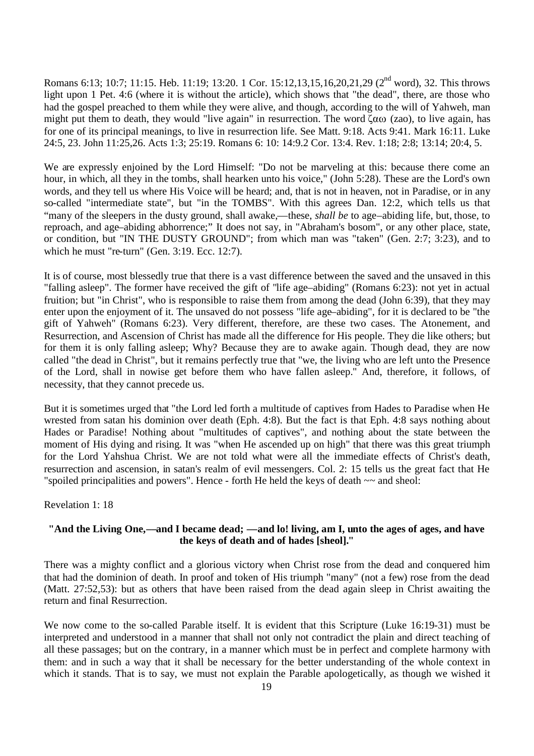Romans 6:13; 10:7; 11:15. Heb. 11:19; 13:20. 1 Cor. 15:12,13,15,16,20,21,29 (2nd word), 32. This throws light upon 1 Pet. 4:6 (where it is without the article), which shows that "the dead", there, are those who had the gospel preached to them while they were alive, and though, according to the will of Yahweh, man might put them to death, they would "live again" in resurrection. The word ζαω (zao), to live again, has for one of its principal meanings, to live in resurrection life. See Matt. 9:18. Acts 9:41. Mark 16:11. Luke 24:5, 23. John 11:25,26. Acts 1:3; 25:19. Romans 6: 10: 14:9.2 Cor. 13:4. Rev. 1:18; 2:8; 13:14; 20:4, 5.

We are expressly enjoined by the Lord Himself: "Do not be marveling at this: because there come an hour, in which, all they in the tombs, shall hearken unto his voice," (John 5:28). These are the Lord's own words, and they tell us where His Voice will be heard; and, that is not in heaven, not in Paradise, or in any so-called "intermediate state", but "in the TOMBS". With this agrees Dan. 12:2, which tells us that "many of the sleepers in the dusty ground, shall awake,—these, *shall be* to age–abiding life, but, those, to reproach, and age–abiding abhorrence;" It does not say, in "Abraham's bosom", or any other place, state, or condition, but "IN THE DUSTY GROUND"; from which man was "taken" (Gen. 2:7; 3:23), and to which he must "re-turn" (Gen. 3:19. Ecc. 12:7).

It is of course, most blessedly true that there is a vast difference between the saved and the unsaved in this "falling asleep". The former have received the gift of "life age–abiding" (Romans 6:23): not yet in actual fruition; but "in Christ", who is responsible to raise them from among the dead (John 6:39), that they may enter upon the enjoyment of it. The unsaved do not possess "life age–abiding", for it is declared to be "the gift of Yahweh" (Romans 6:23). Very different, therefore, are these two cases. The Atonement, and Resurrection, and Ascension of Christ has made all the difference for His people. They die like others; but for them it is only falling asleep; Why? Because they are to awake again. Though dead, they are now called "the dead in Christ", but it remains perfectly true that "we, the living who are left unto the Presence of the Lord, shall in nowise get before them who have fallen asleep." And, therefore, it follows, of necessity, that they cannot precede us.

But it is sometimes urged that "the Lord led forth a multitude of captives from Hades to Paradise when He wrested from satan his dominion over death (Eph. 4:8). But the fact is that Eph. 4:8 says nothing about Hades or Paradise! Nothing about "multitudes of captives", and nothing about the state between the moment of His dying and rising. It was "when He ascended up on high" that there was this great triumph for the Lord Yahshua Christ. We are not told what were all the immediate effects of Christ's death, resurrection and ascension, in satan's realm of evil messengers. Col. 2: 15 tells us the great fact that He "spoiled principalities and powers". Hence - forth He held the keys of death ~~ and sheol:

Revelation 1: 18

**"And the Living One,—and I became dead; —and lo! living, am I, unto the ages of ages, and have the keys of death and of hades [sheol]."**

There was a mighty conflict and a glorious victory when Christ rose from the dead and conquered him that had the dominion of death. In proof and token of His triumph "many" (not a few) rose from the dead (Matt. 27:52,53): but as others that have been raised from the dead again sleep in Christ awaiting the return and final Resurrection.

We now come to the so-called Parable itself. It is evident that this Scripture (Luke 16:19-31) must be interpreted and understood in a manner that shall not only not contradict the plain and direct teaching of all these passages; but on the contrary, in a manner which must be in perfect and complete harmony with them: and in such a way that it shall be necessary for the better understanding of the whole context in which it stands. That is to say, we must not explain the Parable apologetically, as though we wished it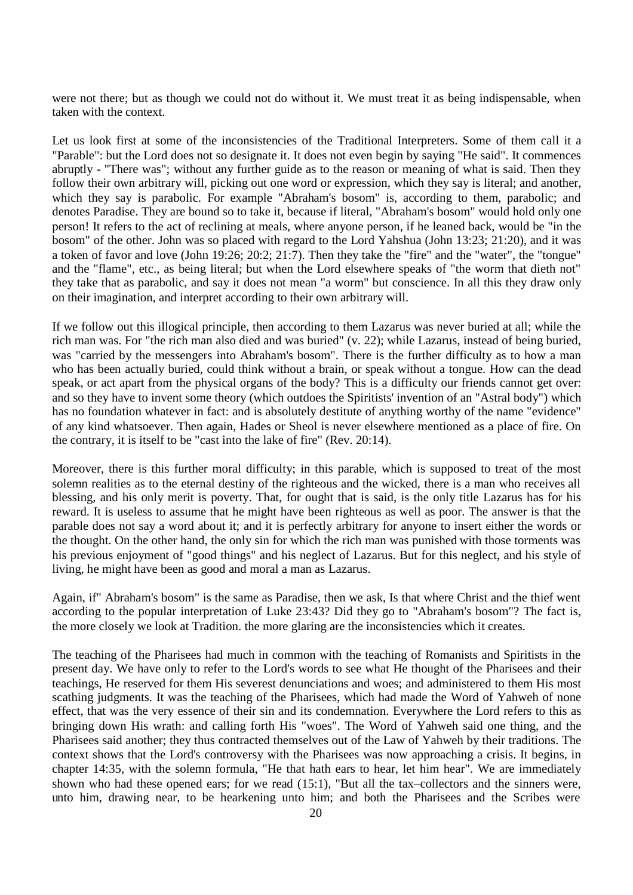were not there; but as though we could not do without it. We must treat it as being indispensable, when taken with the context.

Let us look first at some of the inconsistencies of the Traditional Interpreters. Some of them call it a "Parable": but the Lord does not so designate it. It does not even begin by saying "He said". It commences abruptly - "There was"; without any further guide as to the reason or meaning of what is said. Then they follow their own arbitrary will, picking out one word or expression, which they say is literal; and another, which they say is parabolic. For example "Abraham's bosom" is, according to them, parabolic; and denotes Paradise. They are bound so to take it, because if literal, "Abraham's bosom" would hold only one person! It refers to the act of reclining at meals, where anyone person, if he leaned back, would be "in the bosom" of the other. John was so placed with regard to the Lord Yahshua (John 13:23; 21:20), and it was a token of favor and love (John 19:26; 20:2; 21:7). Then they take the "fire" and the "water", the "tongue" and the "flame", etc., as being literal; but when the Lord elsewhere speaks of "the worm that dieth not" they take that as parabolic, and say it does not mean "a worm" but conscience. In all this they draw only on their imagination, and interpret according to their own arbitrary will.

If we follow out this illogical principle, then according to them Lazarus was never buried at all; while the rich man was. For "the rich man also died and was buried" (v. 22); while Lazarus, instead of being buried, was "carried by the messengers into Abraham's bosom". There is the further difficulty as to how a man who has been actually buried, could think without a brain, or speak without a tongue. How can the dead speak, or act apart from the physical organs of the body? This is a difficulty our friends cannot get over: and so they have to invent some theory (which outdoes the Spiritists' invention of an "Astral body") which has no foundation whatever in fact: and is absolutely destitute of anything worthy of the name "evidence" of any kind whatsoever. Then again, Hades or Sheol is never elsewhere mentioned as a place of fire. On the contrary, it is itself to be "cast into the lake of fire" (Rev. 20:14).

Moreover, there is this further moral difficulty; in this parable, which is supposed to treat of the most solemn realities as to the eternal destiny of the righteous and the wicked, there is a man who receives all blessing, and his only merit is poverty. That, for ought that is said, is the only title Lazarus has for his reward. It is useless to assume that he might have been righteous as well as poor. The answer is that the parable does not say a word about it; and it is perfectly arbitrary for anyone to insert either the words or the thought. On the other hand, the only sin for which the rich man was punished with those torments was his previous enjoyment of "good things" and his neglect of Lazarus. But for this neglect, and his style of living, he might have been as good and moral a man as Lazarus.

Again, if" Abraham's bosom" is the same as Paradise, then we ask, Is that where Christ and the thief went according to the popular interpretation of Luke 23:43? Did they go to "Abraham's bosom"? The fact is, the more closely we look at Tradition. the more glaring are the inconsistencies which it creates.

The teaching of the Pharisees had much in common with the teaching of Romanists and Spiritists in the present day. We have only to refer to the Lord's words to see what He thought of the Pharisees and their teachings, He reserved for them His severest denunciations and woes; and administered to them His most scathing judgments. It was the teaching of the Pharisees, which had made the Word of Yahweh of none effect, that was the very essence of their sin and its condemnation. Everywhere the Lord refers to this as bringing down His wrath: and calling forth His "woes". The Word of Yahweh said one thing, and the Pharisees said another; they thus contracted themselves out of the Law of Yahweh by their traditions. The context shows that the Lord's controversy with the Pharisees was now approaching a crisis. It begins, in chapter 14:35, with the solemn formula, "He that hath ears to hear, let him hear". We are immediately shown who had these opened ears; for we read (15:1), "But all the tax–collectors and the sinners were, unto him, drawing near, to be hearkening unto him; and both the Pharisees and the Scribes were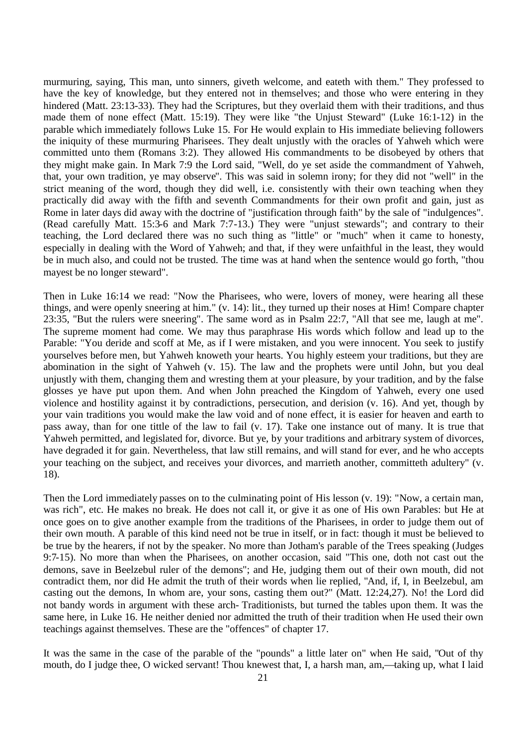murmuring, saying, This man, unto sinners, giveth welcome, and eateth with them." They professed to have the key of knowledge, but they entered not in themselves; and those who were entering in they hindered (Matt. 23:13-33). They had the Scriptures, but they overlaid them with their traditions, and thus made them of none effect (Matt. 15:19). They were like "the Unjust Steward" (Luke 16:1-12) in the parable which immediately follows Luke 15. For He would explain to His immediate believing followers the iniquity of these murmuring Pharisees. They dealt unjustly with the oracles of Yahweh which were committed unto them (Romans 3:2). They allowed His commandments to be disobeyed by others that they might make gain. In Mark 7:9 the Lord said, "Well, do ye set aside the commandment of Yahweh, that, your own tradition, ye may observe". This was said in solemn irony; for they did not "well" in the strict meaning of the word, though they did well, i.e. consistently with their own teaching when they practically did away with the fifth and seventh Commandments for their own profit and gain, just as Rome in later days did away with the doctrine of "justification through faith" by the sale of "indulgences". (Read carefully Matt. 15:3-6 and Mark 7:7-13.) They were "unjust stewards"; and contrary to their teaching, the Lord declared there was no such thing as "little" or "much" when it came to honesty, especially in dealing with the Word of Yahweh; and that, if they were unfaithful in the least, they would be in much also, and could not be trusted. The time was at hand when the sentence would go forth, "thou mayest be no longer steward".

Then in Luke 16:14 we read: "Now the Pharisees, who were, lovers of money, were hearing all these things, and were openly sneering at him." (v. 14): lit., they turned up their noses at Him! Compare chapter 23:35, "But the rulers were sneering". The same word as in Psalm 22:7, "All that see me, laugh at me". The supreme moment had come. We may thus paraphrase His words which follow and lead up to the Parable: "You deride and scoff at Me, as if I were mistaken, and you were innocent. You seek to justify yourselves before men, but Yahweh knoweth your hearts. You highly esteem your traditions, but they are abomination in the sight of Yahweh (v. 15). The law and the prophets were until John, but you deal unjustly with them, changing them and wresting them at your pleasure, by your tradition, and by the false glosses ye have put upon them. And when John preached the Kingdom of Yahweh, every one used violence and hostility against it by contradictions, persecution, and derision (v. 16). And yet, though by your vain traditions you would make the law void and of none effect, it is easier for heaven and earth to pass away, than for one tittle of the law to fail (v. 17). Take one instance out of many. It is true that Yahweh permitted, and legislated for, divorce. But ye, by your traditions and arbitrary system of divorces, have degraded it for gain. Nevertheless, that law still remains, and will stand for ever, and he who accepts your teaching on the subject, and receives your divorces, and marrieth another, committeth adultery" (v. 18).

Then the Lord immediately passes on to the culminating point of His lesson (v. 19): "Now, a certain man, was rich", etc. He makes no break. He does not call it, or give it as one of His own Parables: but He at once goes on to give another example from the traditions of the Pharisees, in order to judge them out of their own mouth. A parable of this kind need not be true in itself, or in fact: though it must be believed to be true by the hearers, if not by the speaker. No more than Jotham's parable of the Trees speaking (Judges 9:7-15). No more than when the Pharisees, on another occasion, said "This one, doth not cast out the demons, save in Beelzebul ruler of the demons"; and He, judging them out of their own mouth, did not contradict them, nor did He admit the truth of their words when lie replied, "And, if, I, in Beelzebul, am casting out the demons, In whom are, your sons, casting them out?" (Matt. 12:24,27). No! the Lord did not bandy words in argument with these arch- Traditionists, but turned the tables upon them. It was the same here, in Luke 16. He neither denied nor admitted the truth of their tradition when He used their own teachings against themselves. These are the "offences" of chapter 17.

It was the same in the case of the parable of the "pounds" a little later on" when He said, "Out of thy mouth, do I judge thee, O wicked servant! Thou knewest that, I, a harsh man, am,—taking up, what I laid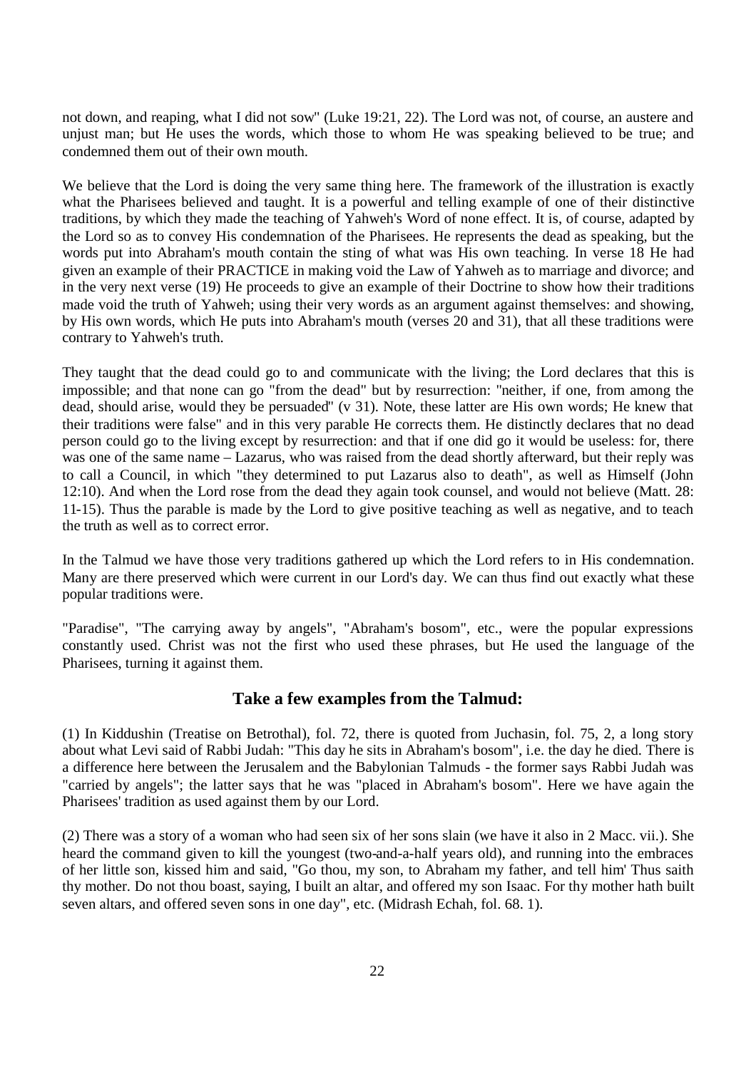not down, and reaping, what I did not sow" (Luke 19:21, 22). The Lord was not, of course, an austere and unjust man; but He uses the words, which those to whom He was speaking believed to be true; and condemned them out of their own mouth.

We believe that the Lord is doing the very same thing here. The framework of the illustration is exactly what the Pharisees believed and taught. It is a powerful and telling example of one of their distinctive traditions, by which they made the teaching of Yahweh's Word of none effect. It is, of course, adapted by the Lord so as to convey His condemnation of the Pharisees. He represents the dead as speaking, but the words put into Abraham's mouth contain the sting of what was His own teaching. In verse 18 He had given an example of their PRACTICE in making void the Law of Yahweh as to marriage and divorce; and in the very next verse (19) He proceeds to give an example of their Doctrine to show how their traditions made void the truth of Yahweh; using their very words as an argument against themselves: and showing, by His own words, which He puts into Abraham's mouth (verses 20 and 31), that all these traditions were contrary to Yahweh's truth.

They taught that the dead could go to and communicate with the living; the Lord declares that this is impossible; and that none can go "from the dead" but by resurrection: "neither, if one, from among the dead, should arise, would they be persuaded" (v 31). Note, these latter are His own words; He knew that their traditions were false" and in this very parable He corrects them. He distinctly declares that no dead person could go to the living except by resurrection: and that if one did go it would be useless: for, there was one of the same name – Lazarus, who was raised from the dead shortly afterward, but their reply was to call a Council, in which "they determined to put Lazarus also to death", as well as Himself (John 12:10). And when the Lord rose from the dead they again took counsel, and would not believe (Matt. 28: 11-15). Thus the parable is made by the Lord to give positive teaching as well as negative, and to teach the truth as well as to correct error.

In the Talmud we have those very traditions gathered up which the Lord refers to in His condemnation. Many are there preserved which were current in our Lord's day. We can thus find out exactly what these popular traditions were.

"Paradise", "The carrying away by angels", "Abraham's bosom", etc., were the popular expressions constantly used. Christ was not the first who used these phrases, but He used the language of the Pharisees, turning it against them.

## Take a few examples from the Talmud:

(1) In Kiddushin (Treatise on Betrothal), fol. 72, there is quoted from Juchasin, fol. 75, 2, a long story about what Levi said of Rabbi Judah: "This day he sits in Abraham's bosom", i.e. the day he died. There is a difference here between the Jerusalem and the Babylonian Talmuds - the former says Rabbi Judah was "carried by angels"; the latter says that he was "placed in Abraham's bosom". Here we have again the Pharisees' tradition as used against them by our Lord.

(2) There was a story of a woman who had seen six of her sons slain (we have it also in 2 Macc. vii.). She heard the command given to kill the youngest (two-and-a-half years old), and running into the embraces of her little son, kissed him and said, "Go thou, my son, to Abraham my father, and tell him' Thus saith thy mother. Do not thou boast, saying, I built an altar, and offered my son Isaac. For thy mother hath built seven altars, and offered seven sons in one day", etc. (Midrash Echah, fol. 68. 1).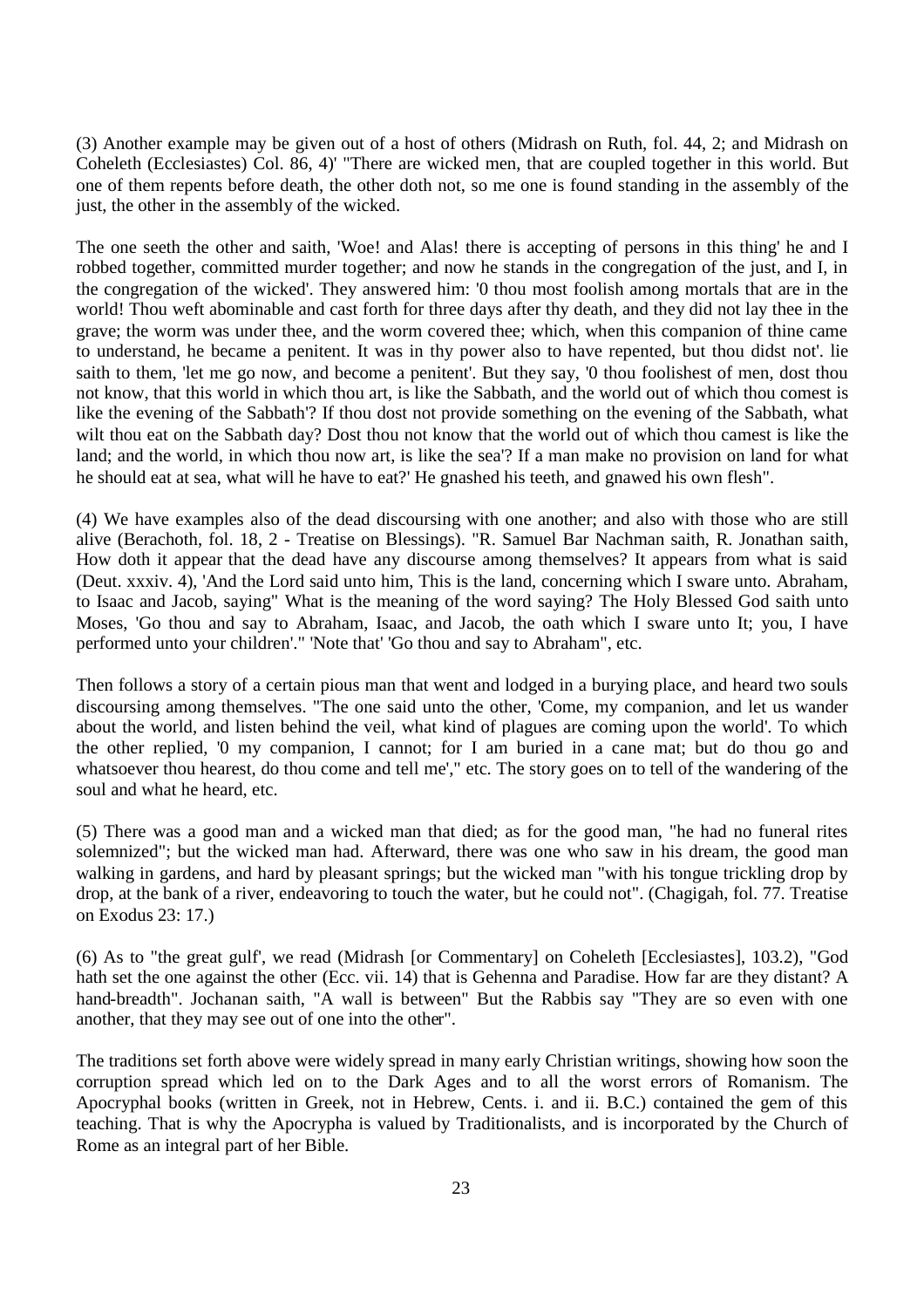(3) Another example may be given out of a host of others (Midrash on Ruth, fol. 44, 2; and Midrash on Coheleth (Ecclesiastes) Col. 86, 4)' "There are wicked men, that are coupled together in this world. But one of them repents before death, the other doth not, so me one is found standing in the assembly of the just, the other in the assembly of the wicked.

The one seeth the other and saith, 'Woe! and Alas! there is accepting of persons in this thing' he and I robbed together, committed murder together; and now he stands in the congregation of the just, and I, in the congregation of the wicked'. They answered him: '0 thou most foolish among mortals that are in the world! Thou weft abominable and cast forth for three days after thy death, and they did not lay thee in the grave; the worm was under thee, and the worm covered thee; which, when this companion of thine came to understand, he became a penitent. It was in thy power also to have repented, but thou didst not'. lie saith to them, 'let me go now, and become a penitent'. But they say, '0 thou foolishest of men, dost thou not know, that this world in which thou art, is like the Sabbath, and the world out of which thou comest is like the evening of the Sabbath'? If thou dost not provide something on the evening of the Sabbath, what wilt thou eat on the Sabbath day? Dost thou not know that the world out of which thou camest is like the land; and the world, in which thou now art, is like the sea'? If a man make no provision on land for what he should eat at sea, what will he have to eat?' He gnashed his teeth, and gnawed his own flesh".

(4) We have examples also of the dead discoursing with one another; and also with those who are still alive (Berachoth, fol. 18, 2 - Treatise on Blessings). "R. Samuel Bar Nachman saith, R. Jonathan saith, How doth it appear that the dead have any discourse among themselves? It appears from what is said (Deut. xxxiv. 4), 'And the Lord said unto him, This is the land, concerning which I sware unto. Abraham, to Isaac and Jacob, saying" What is the meaning of the word saying? The Holy Blessed God saith unto Moses, 'Go thou and say to Abraham, Isaac, and Jacob, the oath which I sware unto It; you, I have performed unto your children'." 'Note that' 'Go thou and say to Abraham", etc.

Then follows a story of a certain pious man that went and lodged in a burying place, and heard two souls discoursing among themselves. "The one said unto the other, 'Come, my companion, and let us wander about the world, and listen behind the veil, what kind of plagues are coming upon the world'. To which the other replied, '0 my companion, I cannot; for I am buried in a cane mat; but do thou go and whatsoever thou hearest, do thou come and tell me'," etc. The story goes on to tell of the wandering of the soul and what he heard, etc.

(5) There was a good man and a wicked man that died; as for the good man, "he had no funeral rites solemnized"; but the wicked man had. Afterward, there was one who saw in his dream, the good man walking in gardens, and hard by pleasant springs; but the wicked man "with his tongue trickling drop by drop, at the bank of a river, endeavoring to touch the water, but he could not". (Chagigah, fol. 77. Treatise on Exodus 23: 17.)

(6) As to "the great gulf', we read (Midrash [or Commentary] on Coheleth [Ecclesiastes], 103.2), "God hath set the one against the other (Ecc. vii. 14) that is Gehenna and Paradise. How far are they distant? A hand-breadth". Jochanan saith, "A wall is between" But the Rabbis say "They are so even with one another, that they may see out of one into the other".

The traditions set forth above were widely spread in many early Christian writings, showing how soon the corruption spread which led on to the Dark Ages and to all the worst errors of Romanism. The Apocryphal books (written in Greek, not in Hebrew, Cents. i. and ii. B.C.) contained the gem of this teaching. That is why the Apocrypha is valued by Traditionalists, and is incorporated by the Church of Rome as an integral part of her Bible.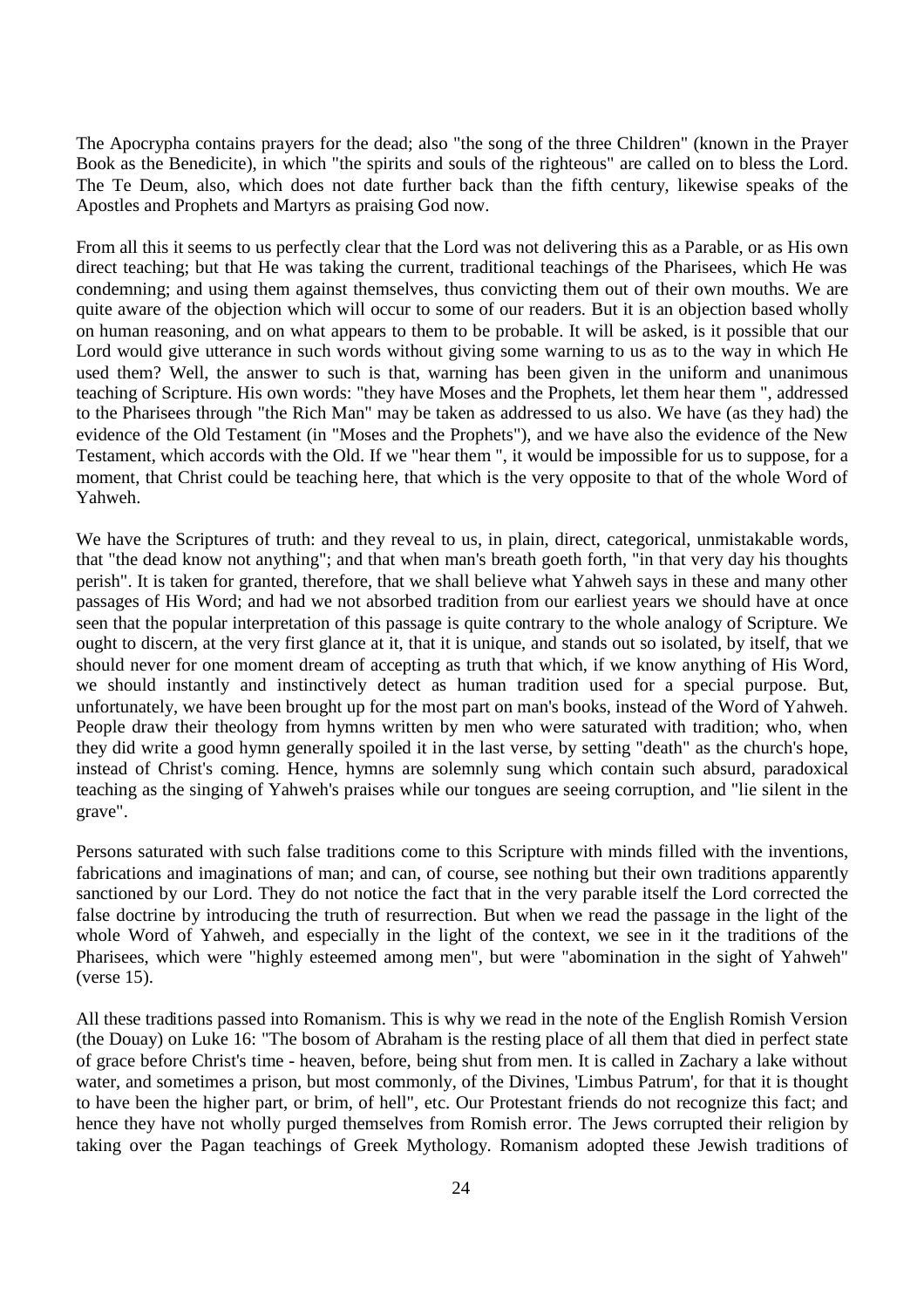The Apocrypha contains prayers for the dead; also "the song of the three Children" (known in the Prayer Book as the Benedicite), in which "the spirits and souls of the righteous" are called on to bless the Lord. The Te Deum, also, which does not date further back than the fifth century, likewise speaks of the Apostles and Prophets and Martyrs as praising God now.

From all this it seems to us perfectly clear that the Lord was not delivering this as a Parable, or as His own direct teaching; but that He was taking the current, traditional teachings of the Pharisees, which He was condemning; and using them against themselves, thus convicting them out of their own mouths. We are quite aware of the objection which will occur to some of our readers. But it is an objection based wholly on human reasoning, and on what appears to them to be probable. It will be asked, is it possible that our Lord would give utterance in such words without giving some warning to us as to the way in which He used them? Well, the answer to such is that, warning has been given in the uniform and unanimous teaching of Scripture. His own words: "they have Moses and the Prophets, let them hear them ", addressed to the Pharisees through "the Rich Man" may be taken as addressed to us also. We have (as they had) the evidence of the Old Testament (in "Moses and the Prophets"), and we have also the evidence of the New Testament, which accords with the Old. If we "hear them ", it would be impossible for us to suppose, for a moment, that Christ could be teaching here, that which is the very opposite to that of the whole Word of Yahweh.

We have the Scriptures of truth: and they reveal to us, in plain, direct, categorical, unmistakable words, that "the dead know not anything"; and that when man's breath goeth forth, "in that very day his thoughts perish". It is taken for granted, therefore, that we shall believe what Yahweh says in these and many other passages of His Word; and had we not absorbed tradition from our earliest years we should have at once seen that the popular interpretation of this passage is quite contrary to the whole analogy of Scripture. We ought to discern, at the very first glance at it, that it is unique, and stands out so isolated, by itself, that we should never for one moment dream of accepting as truth that which, if we know anything of His Word, we should instantly and instinctively detect as human tradition used for a special purpose. But, unfortunately, we have been brought up for the most part on man's books, instead of the Word of Yahweh. People draw their theology from hymns written by men who were saturated with tradition; who, when they did write a good hymn generally spoiled it in the last verse, by setting "death" as the church's hope, instead of Christ's coming. Hence, hymns are solemnly sung which contain such absurd, paradoxical teaching as the singing of Yahweh's praises while our tongues are seeing corruption, and "lie silent in the grave".

Persons saturated with such false traditions come to this Scripture with minds filled with the inventions, fabrications and imaginations of man; and can, of course, see nothing but their own traditions apparently sanctioned by our Lord. They do not notice the fact that in the very parable itself the Lord corrected the false doctrine by introducing the truth of resurrection. But when we read the passage in the light of the whole Word of Yahweh, and especially in the light of the context, we see in it the traditions of the Pharisees, which were "highly esteemed among men", but were "abomination in the sight of Yahweh" (verse 15).

All these traditions passed into Romanism. This is why we read in the note of the English Romish Version (the Douay) on Luke 16: "The bosom of Abraham is the resting place of all them that died in perfect state of grace before Christ's time - heaven, before, being shut from men. It is called in Zachary a lake without water, and sometimes a prison, but most commonly, of the Divines, 'Limbus Patrum', for that it is thought to have been the higher part, or brim, of hell", etc. Our Protestant friends do not recognize this fact; and hence they have not wholly purged themselves from Romish error. The Jews corrupted their religion by taking over the Pagan teachings of Greek Mythology. Romanism adopted these Jewish traditions of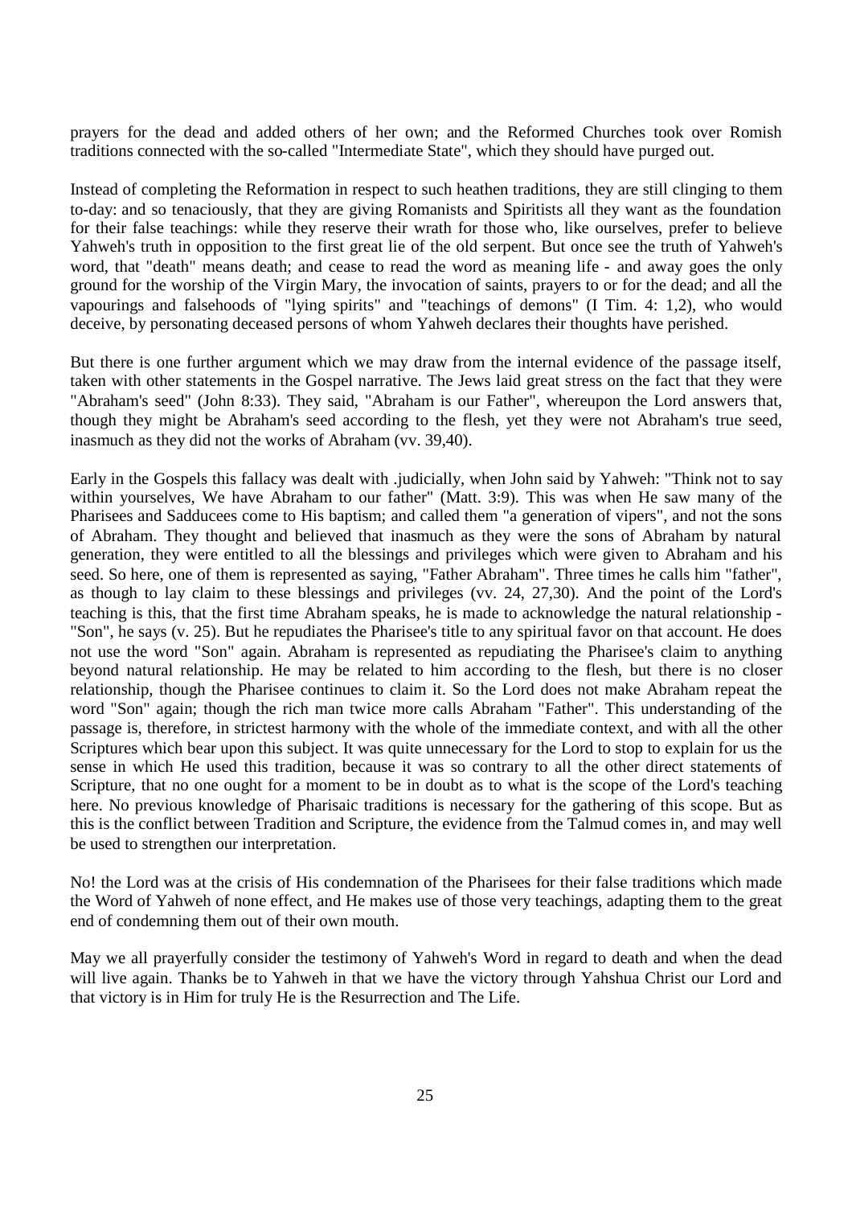prayers for the dead and added others of her own; and the Reformed Churches took over Romish traditions connected with the so-called "Intermediate State", which they should have purged out.

Instead of completing the Reformation in respect to such heathen traditions, they are still clinging to them to-day: and so tenaciously, that they are giving Romanists and Spiritists all they want as the foundation for their false teachings: while they reserve their wrath for those who, like ourselves, prefer to believe Yahweh's truth in opposition to the first great lie of the old serpent. But once see the truth of Yahweh's word, that "death" means death; and cease to read the word as meaning life - and away goes the only ground for the worship of the Virgin Mary, the invocation of saints, prayers to or for the dead; and all the vapourings and falsehoods of "lying spirits" and "teachings of demons" (I Tim. 4: 1,2), who would deceive, by personating deceased persons of whom Yahweh declares their thoughts have perished.

But there is one further argument which we may draw from the internal evidence of the passage itself, taken with other statements in the Gospel narrative. The Jews laid great stress on the fact that they were "Abraham's seed" (John 8:33). They said, "Abraham is our Father", whereupon the Lord answers that, though they might be Abraham's seed according to the flesh, yet they were not Abraham's true seed, inasmuch as they did not the works of Abraham (vv. 39,40).

Early in the Gospels this fallacy was dealt with .judicially, when John said by Yahweh: "Think not to say within yourselves, We have Abraham to our father" (Matt. 3:9). This was when He saw many of the Pharisees and Sadducees come to His baptism; and called them "a generation of vipers", and not the sons of Abraham. They thought and believed that inasmuch as they were the sons of Abraham by natural generation, they were entitled to all the blessings and privileges which were given to Abraham and his seed. So here, one of them is represented as saying, "Father Abraham". Three times he calls him "father", as though to lay claim to these blessings and privileges (vv. 24, 27,30). And the point of the Lord's teaching is this, that the first time Abraham speaks, he is made to acknowledge the natural relationship - "Son", he says (v. 25). But he repudiates the Pharisee's title to any spiritual favor on that account. He does not use the word "Son" again. Abraham is represented as repudiating the Pharisee's claim to anything beyond natural relationship. He may be related to him according to the flesh, but there is no closer relationship, though the Pharisee continues to claim it. So the Lord does not make Abraham repeat the word "Son" again; though the rich man twice more calls Abraham "Father". This understanding of the passage is, therefore, in strictest harmony with the whole of the immediate context, and with all the other Scriptures which bear upon this subject. It was quite unnecessary for the Lord to stop to explain for us the sense in which He used this tradition, because it was so contrary to all the other direct statements of Scripture, that no one ought for a moment to be in doubt as to what is the scope of the Lord's teaching here. No previous knowledge of Pharisaic traditions is necessary for the gathering of this scope. But as this is the conflict between Tradition and Scripture, the evidence from the Talmud comes in, and may well be used to strengthen our interpretation.

No! the Lord was at the crisis of His condemnation of the Pharisees for their false traditions which made the Word of Yahweh of none effect, and He makes use of those very teachings, adapting them to the great end of condemning them out of their own mouth.

May we all prayerfully consider the testimony of Yahweh's Word in regard to death and when the dead will live again. Thanks be to Yahweh in that we have the victory through Yahshua Christ our Lord and that victory is in Him for truly He is the Resurrection and The Life.